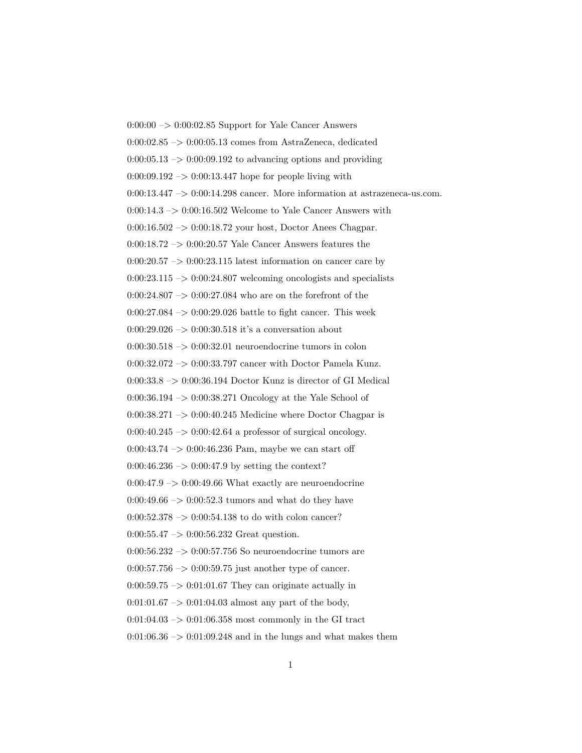0:00:00 –> 0:00:02.85 Support for Yale Cancer Answers

0:00:02.85 –> 0:00:05.13 comes from AstraZeneca, dedicated

0:00:05.13 –> 0:00:09.192 to advancing options and providing

0:00:09.192 –> 0:00:13.447 hope for people living with

0:00:13.447 –> 0:00:14.298 cancer. More information at astrazeneca-us.com.

0:00:14.3 –> 0:00:16.502 Welcome to Yale Cancer Answers with

0:00:16.502 –> 0:00:18.72 your host, Doctor Anees Chagpar.

0:00:18.72 –> 0:00:20.57 Yale Cancer Answers features the

0:00:20.57 –> 0:00:23.115 latest information on cancer care by

0:00:23.115 –> 0:00:24.807 welcoming oncologists and specialists

0:00:24.807 –> 0:00:27.084 who are on the forefront of the

0:00:27.084 –> 0:00:29.026 battle to fight cancer. This week

0:00:29.026 –> 0:00:30.518 it's a conversation about

0:00:30.518 –> 0:00:32.01 neuroendocrine tumors in colon

0:00:32.072 –> 0:00:33.797 cancer with Doctor Pamela Kunz.

0:00:33.8 –> 0:00:36.194 Doctor Kunz is director of GI Medical

0:00:36.194 –> 0:00:38.271 Oncology at the Yale School of

0:00:38.271 –> 0:00:40.245 Medicine where Doctor Chagpar is

0:00:40.245 –> 0:00:42.64 a professor of surgical oncology.

0:00:43.74 –> 0:00:46.236 Pam, maybe we can start off

0:00:46.236 –> 0:00:47.9 by setting the context?

0:00:47.9 –> 0:00:49.66 What exactly are neuroendocrine

0:00:49.66 –> 0:00:52.3 tumors and what do they have

0:00:52.378 –> 0:00:54.138 to do with colon cancer?

0:00:55.47 –> 0:00:56.232 Great question.

0:00:56.232 –> 0:00:57.756 So neuroendocrine tumors are

0:00:57.756 –> 0:00:59.75 just another type of cancer.

0:00:59.75 –> 0:01:01.67 They can originate actually in

0:01:01.67 –> 0:01:04.03 almost any part of the body,

0:01:04.03 –> 0:01:06.358 most commonly in the GI tract

0:01:06.36 –> 0:01:09.248 and in the lungs and what makes them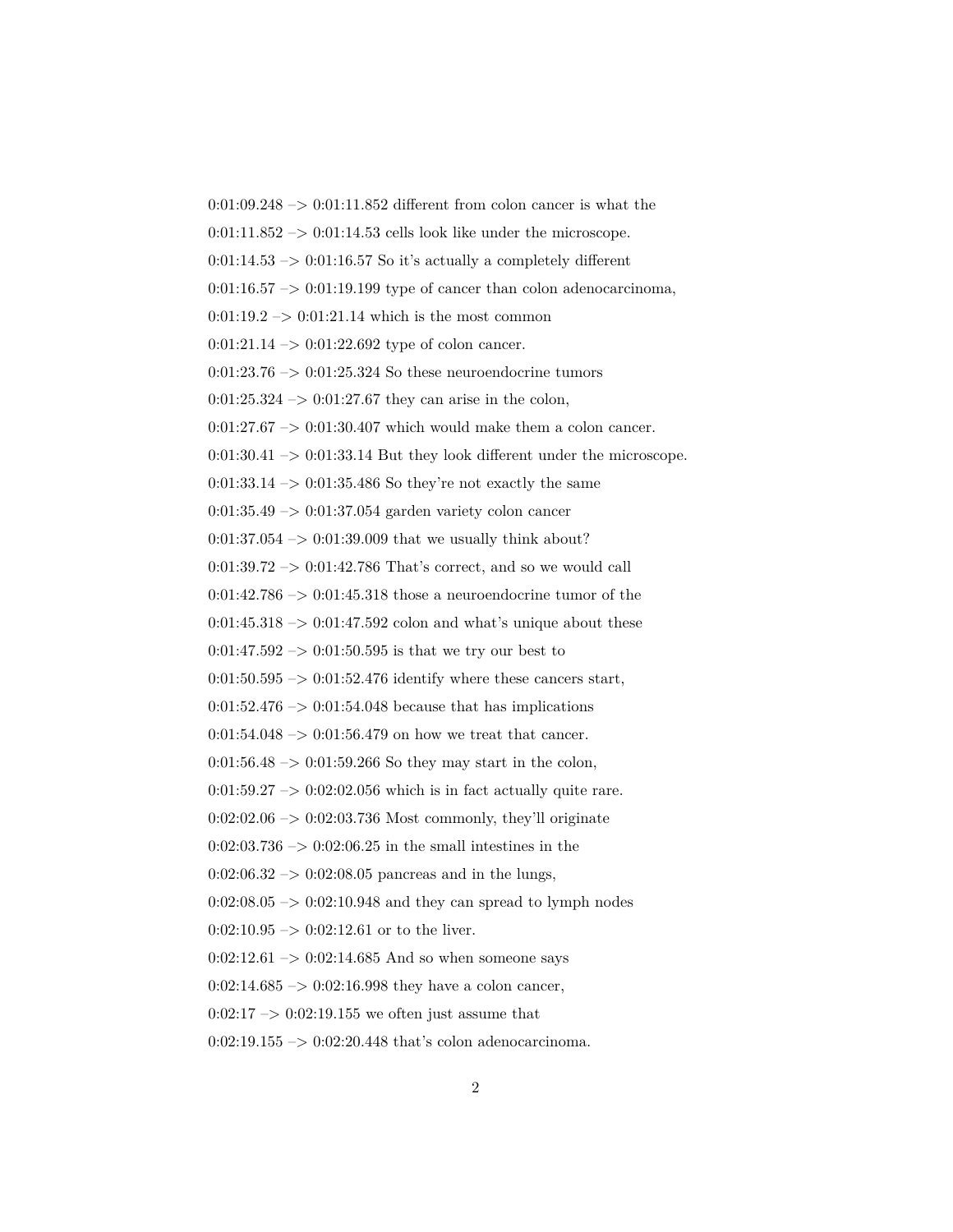0:01:09.248 –> 0:01:11.852 different from colon cancer is what the

0:01:11.852 –> 0:01:14.53 cells look like under the microscope.

0:01:14.53 –> 0:01:16.57 So it's actually a completely different

0:01:16.57 –> 0:01:19.199 type of cancer than colon adenocarcinoma,

0:01:19.2 –> 0:01:21.14 which is the most common

0:01:21.14 –> 0:01:22.692 type of colon cancer.

0:01:23.76 –> 0:01:25.324 So these neuroendocrine tumors

0:01:25.324 –> 0:01:27.67 they can arise in the colon,

0:01:27.67 –> 0:01:30.407 which would make them a colon cancer.

0:01:30.41 –> 0:01:33.14 But they look different under the microscope.

0:01:33.14 –> 0:01:35.486 So they're not exactly the same

0:01:35.49 –> 0:01:37.054 garden variety colon cancer

0:01:37.054 –> 0:01:39.009 that we usually think about?

0:01:39.72 –> 0:01:42.786 That's correct, and so we would call

0:01:42.786 –> 0:01:45.318 those a neuroendocrine tumor of the

0:01:45.318 –> 0:01:47.592 colon and what's unique about these

0:01:47.592 –> 0:01:50.595 is that we try our best to

0:01:50.595 –> 0:01:52.476 identify where these cancers start,

0:01:52.476 –> 0:01:54.048 because that has implications

0:01:54.048 –> 0:01:56.479 on how we treat that cancer.

0:01:56.48 –> 0:01:59.266 So they may start in the colon,

0:01:59.27 –> 0:02:02.056 which is in fact actually quite rare.

0:02:02.06 –> 0:02:03.736 Most commonly, they'll originate

0:02:03.736 –> 0:02:06.25 in the small intestines in the

0:02:06.32 –> 0:02:08.05 pancreas and in the lungs,

0:02:08.05 –> 0:02:10.948 and they can spread to lymph nodes

0:02:10.95 –> 0:02:12.61 or to the liver.

0:02:12.61 –> 0:02:14.685 And so when someone says

0:02:14.685 –> 0:02:16.998 they have a colon cancer,

0:02:17 –> 0:02:19.155 we often just assume that

0:02:19.155 –> 0:02:20.448 that's colon adenocarcinoma.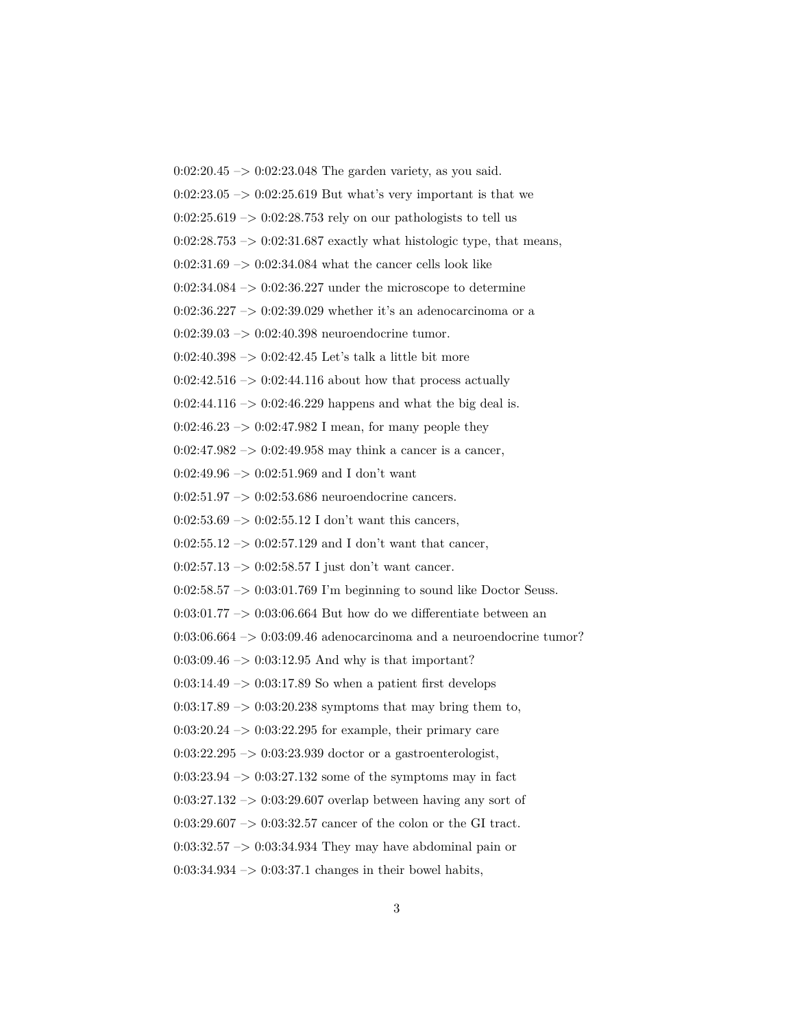0:02:20.45 –> 0:02:23.048 The garden variety, as you said.

0:02:23.05 –> 0:02:25.619 But what's very important is that we

0:02:25.619 –> 0:02:28.753 rely on our pathologists to tell us

0:02:28.753 –> 0:02:31.687 exactly what histologic type, that means,

0:02:31.69 –> 0:02:34.084 what the cancer cells look like

0:02:34.084 –> 0:02:36.227 under the microscope to determine

0:02:36.227 –> 0:02:39.029 whether it's an adenocarcinoma or a

0:02:39.03 –> 0:02:40.398 neuroendocrine tumor.

0:02:40.398 –> 0:02:42.45 Let's talk a little bit more

0:02:42.516 –> 0:02:44.116 about how that process actually

0:02:44.116 –> 0:02:46.229 happens and what the big deal is.

0:02:46.23 –> 0:02:47.982 I mean, for many people they

0:02:47.982 –> 0:02:49.958 may think a cancer is a cancer,

0:02:49.96 –> 0:02:51.969 and I don't want

0:02:51.97 –> 0:02:53.686 neuroendocrine cancers.

0:02:53.69 –> 0:02:55.12 I don't want this cancers,

0:02:55.12 –> 0:02:57.129 and I don't want that cancer,

0:02:57.13 –> 0:02:58.57 I just don't want cancer.

0:02:58.57 –> 0:03:01.769 I'm beginning to sound like Doctor Seuss.

0:03:01.77 –> 0:03:06.664 But how do we differentiate between an

0:03:06.664 –> 0:03:09.46 adenocarcinoma and a neuroendocrine tumor?

0:03:09.46 –> 0:03:12.95 And why is that important?

0:03:14.49 –> 0:03:17.89 So when a patient first develops

0:03:17.89 –> 0:03:20.238 symptoms that may bring them to,

0:03:20.24 –> 0:03:22.295 for example, their primary care

0:03:22.295 –> 0:03:23.939 doctor or a gastroenterologist,

0:03:23.94 –> 0:03:27.132 some of the symptoms may in fact

0:03:27.132 –> 0:03:29.607 overlap between having any sort of

0:03:29.607 –> 0:03:32.57 cancer of the colon or the GI tract.

0:03:32.57 –> 0:03:34.934 They may have abdominal pain or

0:03:34.934 –> 0:03:37.1 changes in their bowel habits,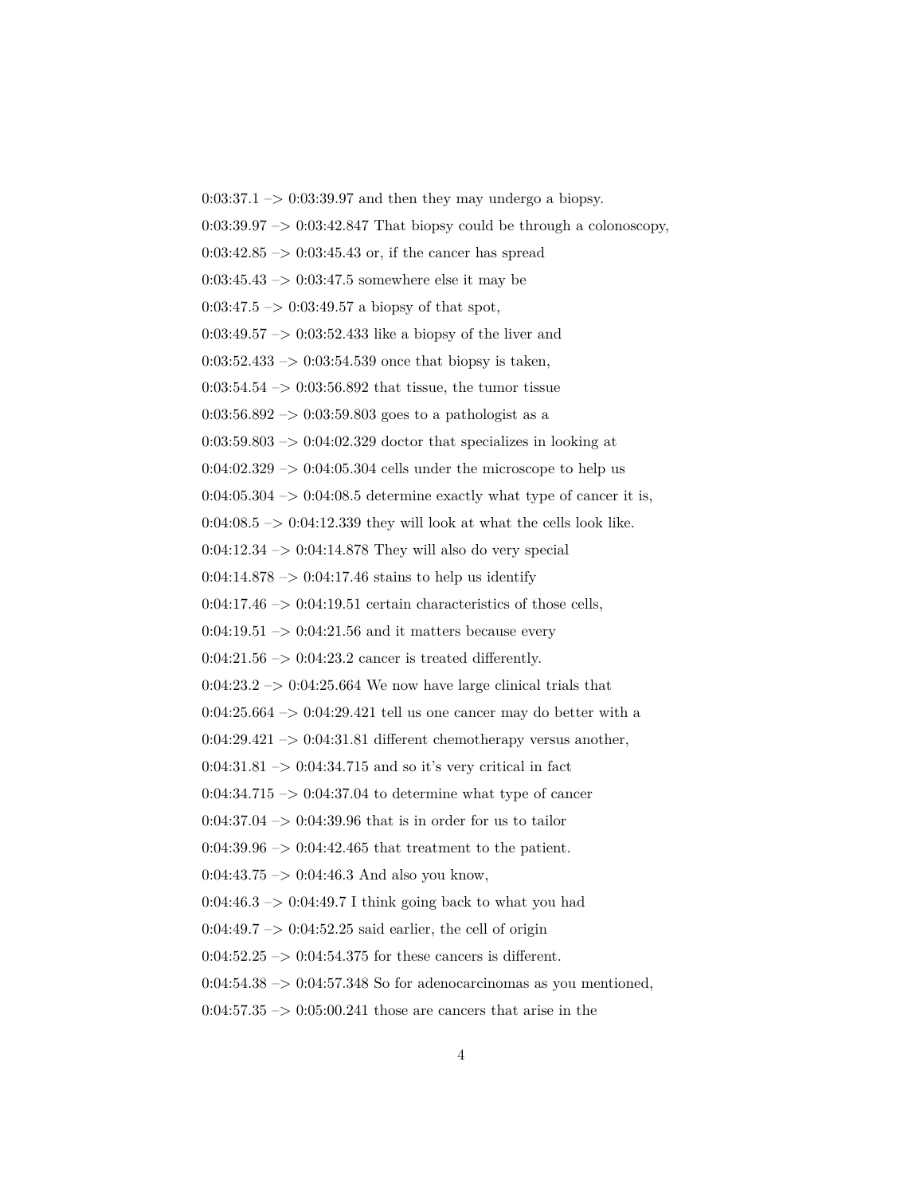0:03:37.1 –> 0:03:39.97 and then they may undergo a biopsy.

0:03:39.97 –> 0:03:42.847 That biopsy could be through a colonoscopy,

0:03:42.85 –> 0:03:45.43 or, if the cancer has spread

0:03:45.43 –> 0:03:47.5 somewhere else it may be

0:03:47.5 –> 0:03:49.57 a biopsy of that spot,

0:03:49.57 –> 0:03:52.433 like a biopsy of the liver and

0:03:52.433 –> 0:03:54.539 once that biopsy is taken,

0:03:54.54 –> 0:03:56.892 that tissue, the tumor tissue

0:03:56.892 –> 0:03:59.803 goes to a pathologist as a

0:03:59.803 –> 0:04:02.329 doctor that specializes in looking at

0:04:02.329 –> 0:04:05.304 cells under the microscope to help us

0:04:05.304 –> 0:04:08.5 determine exactly what type of cancer it is,

0:04:08.5 –> 0:04:12.339 they will look at what the cells look like.

0:04:12.34 –> 0:04:14.878 They will also do very special

0:04:14.878 –> 0:04:17.46 stains to help us identify

0:04:17.46 –> 0:04:19.51 certain characteristics of those cells,

0:04:19.51 –> 0:04:21.56 and it matters because every

0:04:21.56 –> 0:04:23.2 cancer is treated differently.

0:04:23.2 –> 0:04:25.664 We now have large clinical trials that

0:04:25.664 –> 0:04:29.421 tell us one cancer may do better with a

0:04:29.421 –> 0:04:31.81 different chemotherapy versus another,

0:04:31.81 –> 0:04:34.715 and so it's very critical in fact

0:04:34.715 –> 0:04:37.04 to determine what type of cancer

0:04:37.04 –> 0:04:39.96 that is in order for us to tailor

0:04:39.96 –> 0:04:42.465 that treatment to the patient.

0:04:43.75 –> 0:04:46.3 And also you know,

0:04:46.3 –> 0:04:49.7 I think going back to what you had

0:04:49.7 –> 0:04:52.25 said earlier, the cell of origin

0:04:52.25 –> 0:04:54.375 for these cancers is different.

0:04:54.38 –> 0:04:57.348 So for adenocarcinomas as you mentioned,

0:04:57.35 –> 0:05:00.241 those are cancers that arise in the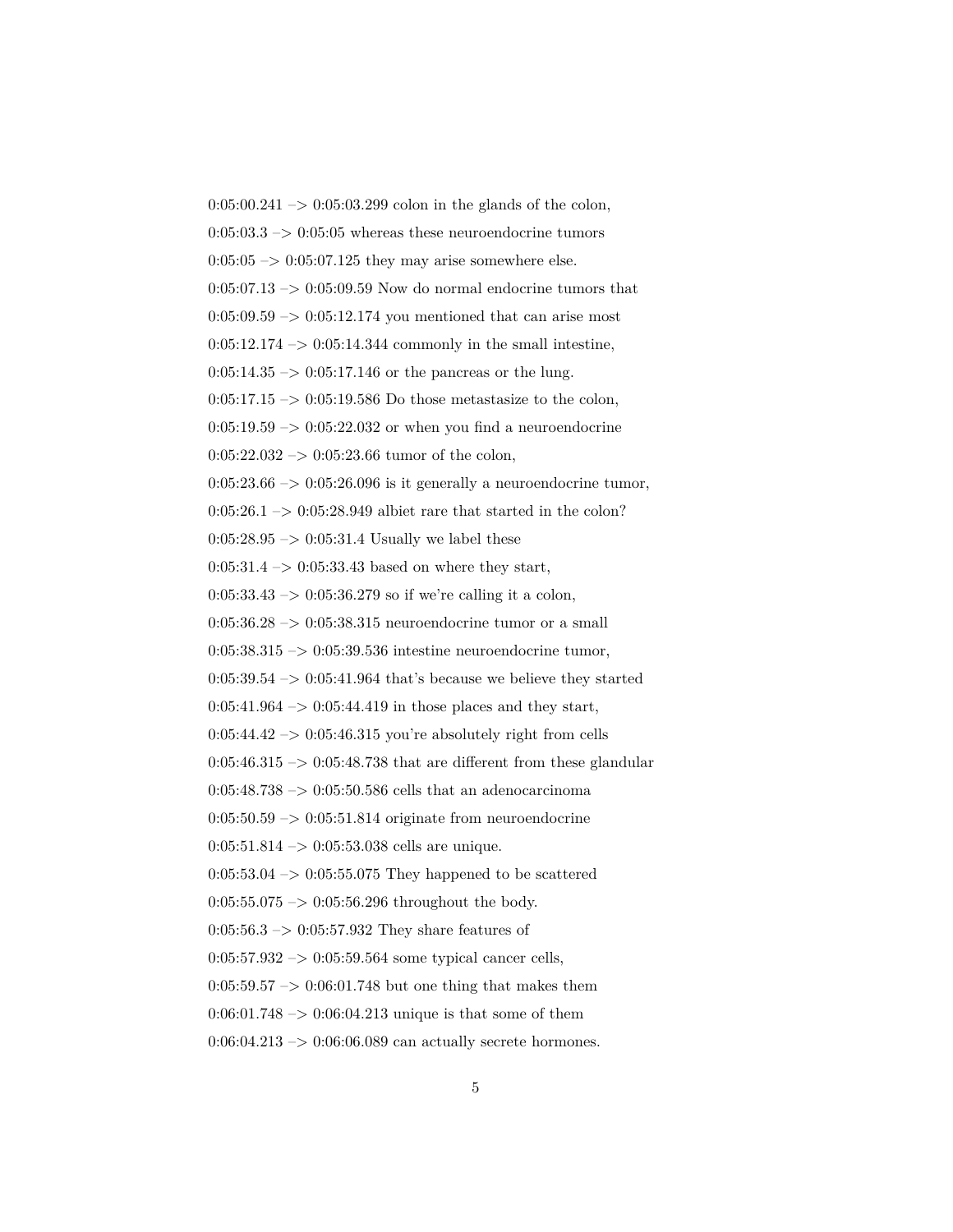0:05:00.241 –> 0:05:03.299 colon in the glands of the colon,

0:05:03.3 –> 0:05:05 whereas these neuroendocrine tumors

0:05:05 –> 0:05:07.125 they may arise somewhere else.

0:05:07.13 –> 0:05:09.59 Now do normal endocrine tumors that

0:05:09.59 –> 0:05:12.174 you mentioned that can arise most

0:05:12.174 –> 0:05:14.344 commonly in the small intestine,

0:05:14.35 –> 0:05:17.146 or the pancreas or the lung.

0:05:17.15 –> 0:05:19.586 Do those metastasize to the colon,

0:05:19.59 –> 0:05:22.032 or when you find a neuroendocrine

0:05:22.032 –> 0:05:23.66 tumor of the colon,

0:05:23.66 –> 0:05:26.096 is it generally a neuroendocrine tumor,

0:05:26.1 –> 0:05:28.949 albiet rare that started in the colon?

0:05:28.95 –> 0:05:31.4 Usually we label these

0:05:31.4 –> 0:05:33.43 based on where they start,

0:05:33.43 –> 0:05:36.279 so if we're calling it a colon,

0:05:36.28 –> 0:05:38.315 neuroendocrine tumor or a small

0:05:38.315 –> 0:05:39.536 intestine neuroendocrine tumor,

0:05:39.54 –> 0:05:41.964 that's because we believe they started

0:05:41.964 –> 0:05:44.419 in those places and they start,

0:05:44.42 –> 0:05:46.315 you're absolutely right from cells

0:05:46.315 –> 0:05:48.738 that are different from these glandular

0:05:48.738 –> 0:05:50.586 cells that an adenocarcinoma

0:05:50.59 –> 0:05:51.814 originate from neuroendocrine

0:05:51.814 –> 0:05:53.038 cells are unique.

0:05:53.04 –> 0:05:55.075 They happened to be scattered

0:05:55.075 –> 0:05:56.296 throughout the body.

0:05:56.3 –> 0:05:57.932 They share features of

0:05:57.932 –> 0:05:59.564 some typical cancer cells,

0:05:59.57 –> 0:06:01.748 but one thing that makes them

0:06:01.748 –> 0:06:04.213 unique is that some of them

0:06:04.213 –> 0:06:06.089 can actually secrete hormones.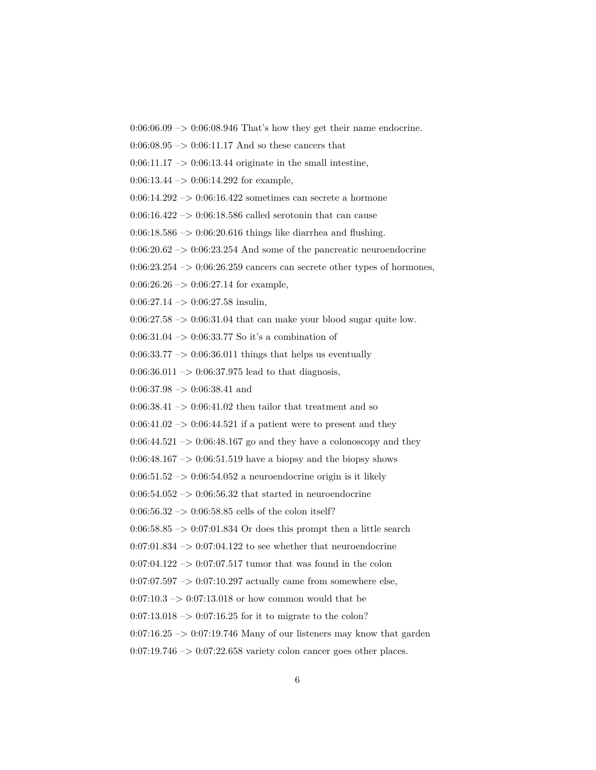0:06:06.09 –> 0:06:08.946 That's how they get their name endocrine.

0:06:08.95 –> 0:06:11.17 And so these cancers that

0:06:11.17 –> 0:06:13.44 originate in the small intestine,

0:06:13.44 –> 0:06:14.292 for example,

0:06:14.292 –> 0:06:16.422 sometimes can secrete a hormone

0:06:16.422 –> 0:06:18.586 called serotonin that can cause

0:06:18.586 –> 0:06:20.616 things like diarrhea and flushing.

0:06:20.62 –> 0:06:23.254 And some of the pancreatic neuroendocrine

0:06:23.254 –> 0:06:26.259 cancers can secrete other types of hormones,

0:06:26.26 –> 0:06:27.14 for example,

0:06:27.14 –> 0:06:27.58 insulin,

0:06:27.58 –> 0:06:31.04 that can make your blood sugar quite low.

0:06:31.04 –> 0:06:33.77 So it's a combination of

0:06:33.77 –> 0:06:36.011 things that helps us eventually

0:06:36.011 –> 0:06:37.975 lead to that diagnosis,

0:06:37.98 –> 0:06:38.41 and

0:06:38.41 –> 0:06:41.02 then tailor that treatment and so

0:06:41.02 –> 0:06:44.521 if a patient were to present and they

0:06:44.521 –> 0:06:48.167 go and they have a colonoscopy and they

0:06:48.167 –> 0:06:51.519 have a biopsy and the biopsy shows

0:06:51.52 –> 0:06:54.052 a neuroendocrine origin is it likely

0:06:54.052 –> 0:06:56.32 that started in neuroendocrine

0:06:56.32 –> 0:06:58.85 cells of the colon itself?

0:06:58.85 –> 0:07:01.834 Or does this prompt then a little search

0:07:01.834 –> 0:07:04.122 to see whether that neuroendocrine

0:07:04.122 –> 0:07:07.517 tumor that was found in the colon

0:07:07.597 –> 0:07:10.297 actually came from somewhere else,

0:07:10.3 –> 0:07:13.018 or how common would that be

0:07:13.018 –> 0:07:16.25 for it to migrate to the colon?

0:07:16.25 –> 0:07:19.746 Many of our listeners may know that garden

0:07:19.746 –> 0:07:22.658 variety colon cancer goes other places.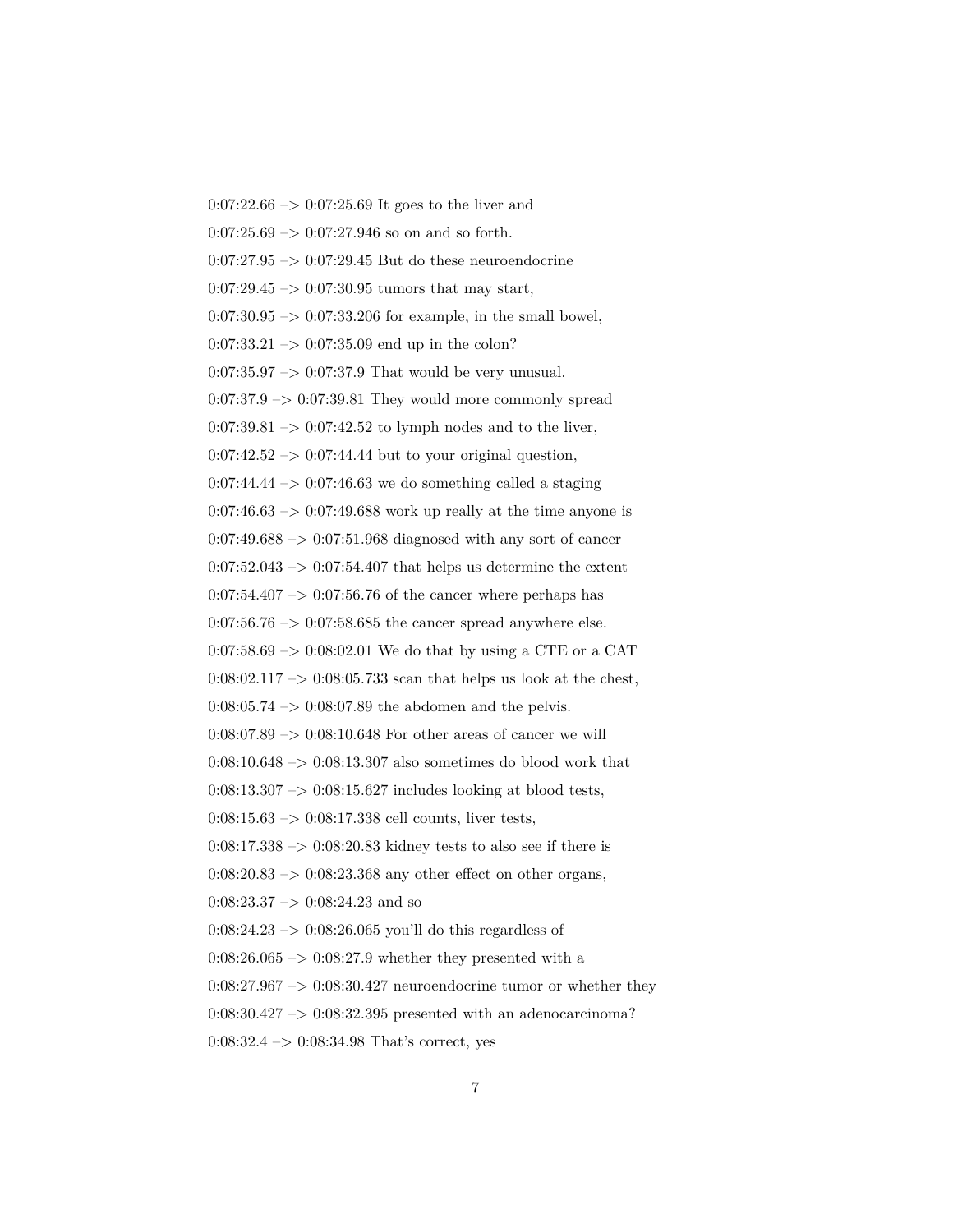0:07:22.66 –> 0:07:25.69 It goes to the liver and

0:07:25.69 –> 0:07:27.946 so on and so forth.

0:07:27.95 –> 0:07:29.45 But do these neuroendocrine

0:07:29.45 –> 0:07:30.95 tumors that may start,

0:07:30.95 –> 0:07:33.206 for example, in the small bowel,

0:07:33.21 –> 0:07:35.09 end up in the colon?

0:07:35.97 –> 0:07:37.9 That would be very unusual.

0:07:37.9 –> 0:07:39.81 They would more commonly spread

0:07:39.81 –> 0:07:42.52 to lymph nodes and to the liver,

0:07:42.52 –> 0:07:44.44 but to your original question,

0:07:44.44 –> 0:07:46.63 we do something called a staging

0:07:46.63 –> 0:07:49.688 work up really at the time anyone is

0:07:49.688 –> 0:07:51.968 diagnosed with any sort of cancer

0:07:52.043 –> 0:07:54.407 that helps us determine the extent

0:07:54.407 –> 0:07:56.76 of the cancer where perhaps has

0:07:56.76 –> 0:07:58.685 the cancer spread anywhere else.

0:07:58.69 –> 0:08:02.01 We do that by using a CTE or a CAT

0:08:02.117 –> 0:08:05.733 scan that helps us look at the chest,

0:08:05.74 –> 0:08:07.89 the abdomen and the pelvis.

0:08:07.89 –> 0:08:10.648 For other areas of cancer we will

0:08:10.648 –> 0:08:13.307 also sometimes do blood work that

0:08:13.307 –> 0:08:15.627 includes looking at blood tests,

0:08:15.63 –> 0:08:17.338 cell counts, liver tests,

0:08:17.338 –> 0:08:20.83 kidney tests to also see if there is

0:08:20.83 –> 0:08:23.368 any other effect on other organs,

0:08:23.37 –> 0:08:24.23 and so

0:08:24.23 –> 0:08:26.065 you'll do this regardless of

0:08:26.065 –> 0:08:27.9 whether they presented with a

0:08:27.967 –> 0:08:30.427 neuroendocrine tumor or whether they

0:08:30.427 –> 0:08:32.395 presented with an adenocarcinoma?

0:08:32.4 –> 0:08:34.98 That's correct, yes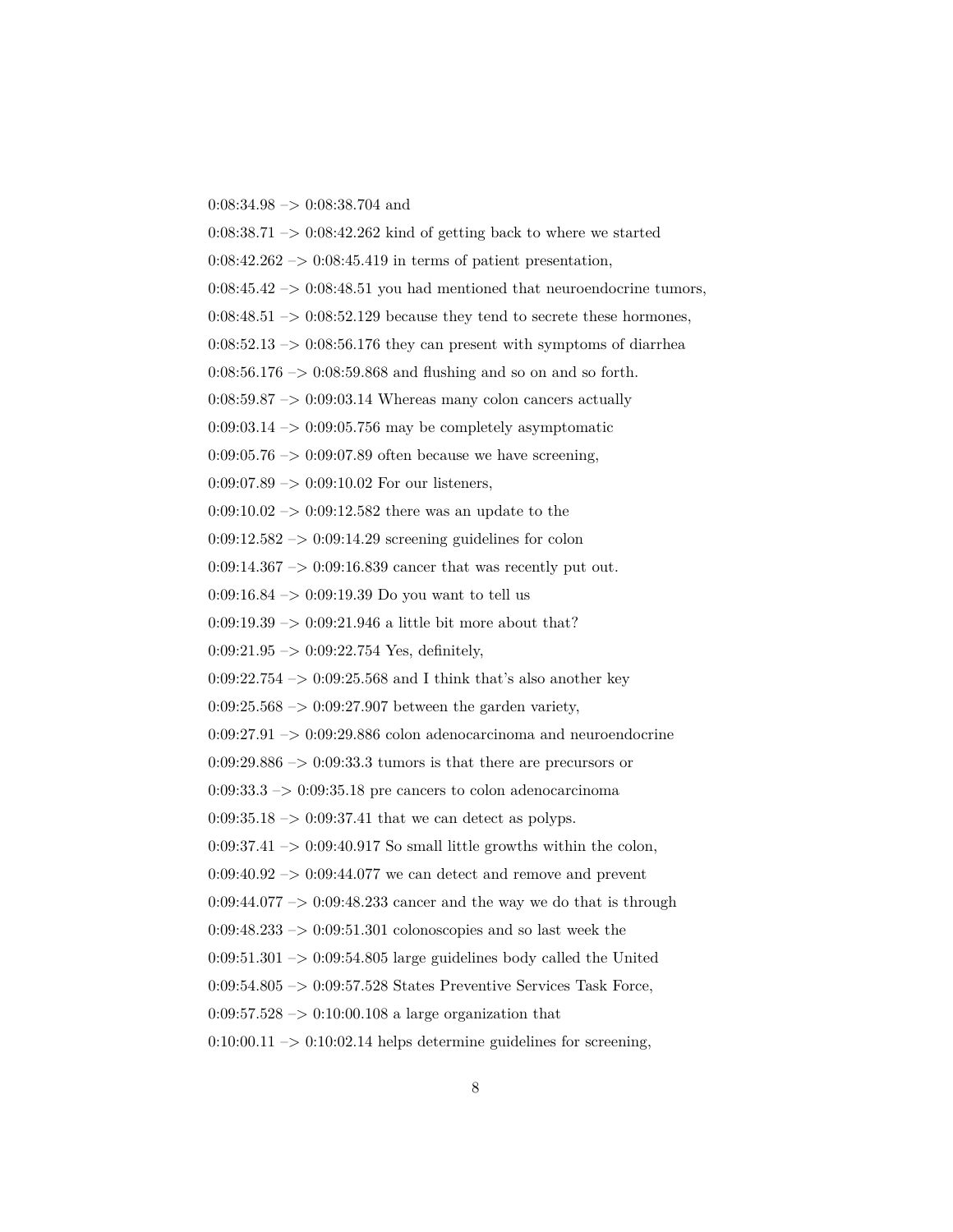0:08:34.98 –> 0:08:38.704 and

0:08:38.71 –> 0:08:42.262 kind of getting back to where we started

0:08:42.262 –> 0:08:45.419 in terms of patient presentation,

0:08:45.42 –> 0:08:48.51 you had mentioned that neuroendocrine tumors,

0:08:48.51 –> 0:08:52.129 because they tend to secrete these hormones,

0:08:52.13 –> 0:08:56.176 they can present with symptoms of diarrhea

0:08:56.176 –> 0:08:59.868 and flushing and so on and so forth.

0:08:59.87 –> 0:09:03.14 Whereas many colon cancers actually

0:09:03.14 –> 0:09:05.756 may be completely asymptomatic

0:09:05.76 –> 0:09:07.89 often because we have screening,

0:09:07.89 –> 0:09:10.02 For our listeners,

0:09:10.02 –> 0:09:12.582 there was an update to the

0:09:12.582 –> 0:09:14.29 screening guidelines for colon

0:09:14.367 –> 0:09:16.839 cancer that was recently put out.

0:09:16.84 –> 0:09:19.39 Do you want to tell us

0:09:19.39 –> 0:09:21.946 a little bit more about that?

0:09:21.95 –> 0:09:22.754 Yes, definitely,

0:09:22.754 –> 0:09:25.568 and I think that's also another key

0:09:25.568 –> 0:09:27.907 between the garden variety,

0:09:27.91 –> 0:09:29.886 colon adenocarcinoma and neuroendocrine

0:09:29.886 –> 0:09:33.3 tumors is that there are precursors or

0:09:33.3 –> 0:09:35.18 pre cancers to colon adenocarcinoma

0:09:35.18 –> 0:09:37.41 that we can detect as polyps.

0:09:37.41 –> 0:09:40.917 So small little growths within the colon,

0:09:40.92 –> 0:09:44.077 we can detect and remove and prevent

0:09:44.077 –> 0:09:48.233 cancer and the way we do that is through

0:09:48.233 –> 0:09:51.301 colonoscopies and so last week the

0:09:51.301 –> 0:09:54.805 large guidelines body called the United

0:09:54.805 –> 0:09:57.528 States Preventive Services Task Force,

0:09:57.528 –> 0:10:00.108 a large organization that

0:10:00.11 –> 0:10:02.14 helps determine guidelines for screening,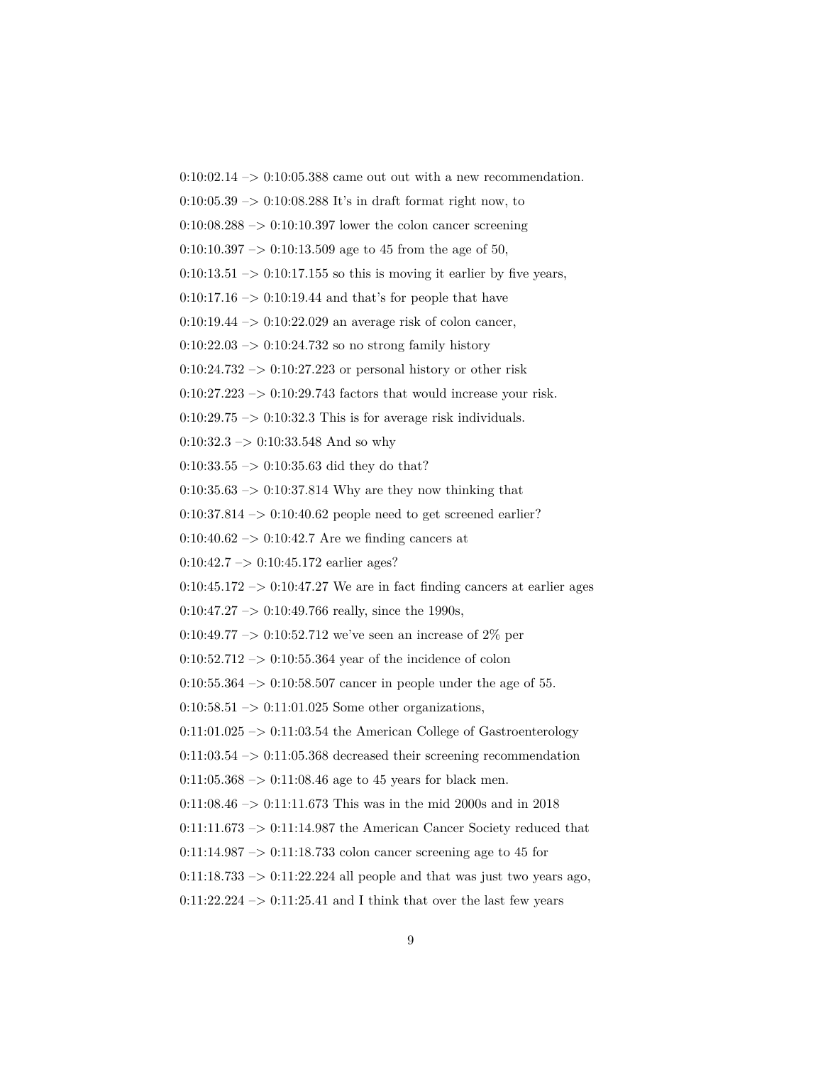0:10:02.14 –> 0:10:05.388 came out out with a new recommendation.

0:10:05.39 –> 0:10:08.288 It's in draft format right now, to

0:10:08.288 –> 0:10:10.397 lower the colon cancer screening

0:10:10.397 –> 0:10:13.509 age to 45 from the age of 50,

0:10:13.51 –> 0:10:17.155 so this is moving it earlier by five years,

0:10:17.16 –> 0:10:19.44 and that's for people that have

0:10:19.44 –> 0:10:22.029 an average risk of colon cancer,

0:10:22.03 –> 0:10:24.732 so no strong family history

0:10:24.732 –> 0:10:27.223 or personal history or other risk

0:10:27.223 –> 0:10:29.743 factors that would increase your risk.

0:10:29.75 –> 0:10:32.3 This is for average risk individuals.

0:10:32.3 –> 0:10:33.548 And so why

0:10:33.55 –> 0:10:35.63 did they do that?

0:10:35.63 –> 0:10:37.814 Why are they now thinking that

0:10:37.814 –> 0:10:40.62 people need to get screened earlier?

0:10:40.62 –> 0:10:42.7 Are we finding cancers at

0:10:42.7 –> 0:10:45.172 earlier ages?

0:10:45.172 –> 0:10:47.27 We are in fact finding cancers at earlier ages

0:10:47.27 –> 0:10:49.766 really, since the 1990s,

0:10:49.77 –> 0:10:52.712 we've seen an increase of 2% per

0:10:52.712 –> 0:10:55.364 year of the incidence of colon

0:10:55.364 –> 0:10:58.507 cancer in people under the age of 55.

0:10:58.51 –> 0:11:01.025 Some other organizations,

0:11:01.025 –> 0:11:03.54 the American College of Gastroenterology

0:11:03.54 –> 0:11:05.368 decreased their screening recommendation

0:11:05.368 –> 0:11:08.46 age to 45 years for black men.

0:11:08.46 –> 0:11:11.673 This was in the mid 2000s and in 2018

0:11:11.673 –> 0:11:14.987 the American Cancer Society reduced that

0:11:14.987 –> 0:11:18.733 colon cancer screening age to 45 for

0:11:18.733 –> 0:11:22.224 all people and that was just two years ago,

0:11:22.224 –> 0:11:25.41 and I think that over the last few years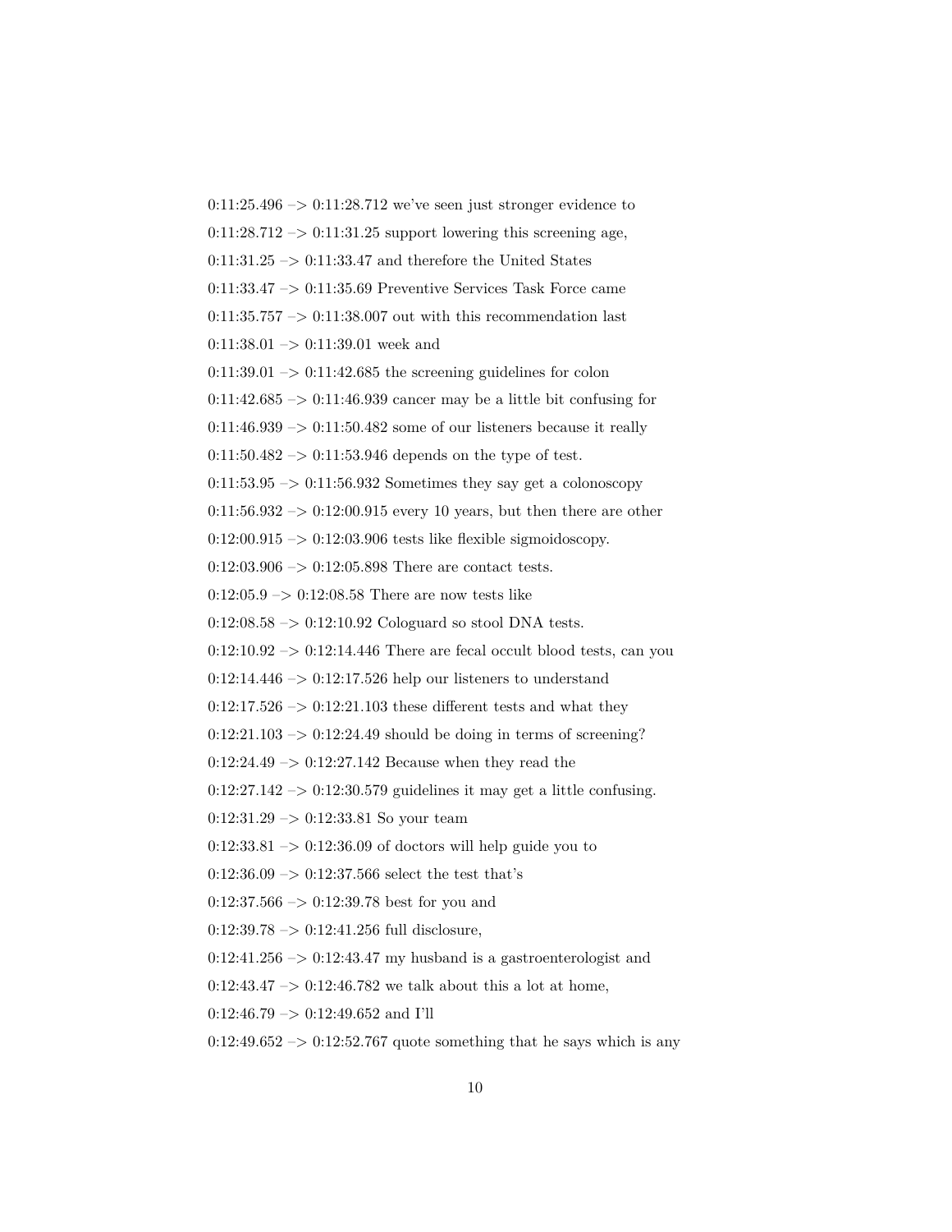0:11:25.496 –> 0:11:28.712 we've seen just stronger evidence to

0:11:28.712 –> 0:11:31.25 support lowering this screening age,

0:11:31.25 –> 0:11:33.47 and therefore the United States

0:11:33.47 –> 0:11:35.69 Preventive Services Task Force came

0:11:35.757 –> 0:11:38.007 out with this recommendation last

0:11:38.01 –> 0:11:39.01 week and

0:11:39.01 –> 0:11:42.685 the screening guidelines for colon

0:11:42.685 –> 0:11:46.939 cancer may be a little bit confusing for

0:11:46.939 –> 0:11:50.482 some of our listeners because it really

0:11:50.482 –> 0:11:53.946 depends on the type of test.

0:11:53.95 –> 0:11:56.932 Sometimes they say get a colonoscopy

0:11:56.932 –> 0:12:00.915 every 10 years, but then there are other

0:12:00.915 –> 0:12:03.906 tests like flexible sigmoidoscopy.

0:12:03.906 –> 0:12:05.898 There are contact tests.

0:12:05.9 –> 0:12:08.58 There are now tests like

0:12:08.58 –> 0:12:10.92 Cologuard so stool DNA tests.

0:12:10.92 –> 0:12:14.446 There are fecal occult blood tests, can you

0:12:14.446 –> 0:12:17.526 help our listeners to understand

0:12:17.526 –> 0:12:21.103 these different tests and what they

0:12:21.103 –> 0:12:24.49 should be doing in terms of screening?

0:12:24.49 –> 0:12:27.142 Because when they read the

0:12:27.142 –> 0:12:30.579 guidelines it may get a little confusing.

0:12:31.29 –> 0:12:33.81 So your team

0:12:33.81 –> 0:12:36.09 of doctors will help guide you to

0:12:36.09 –> 0:12:37.566 select the test that's

0:12:37.566 –> 0:12:39.78 best for you and

0:12:39.78 –> 0:12:41.256 full disclosure,

0:12:41.256 –> 0:12:43.47 my husband is a gastroenterologist and

0:12:43.47 –> 0:12:46.782 we talk about this a lot at home,

0:12:46.79 –> 0:12:49.652 and I'll

0:12:49.652 –> 0:12:52.767 quote something that he says which is any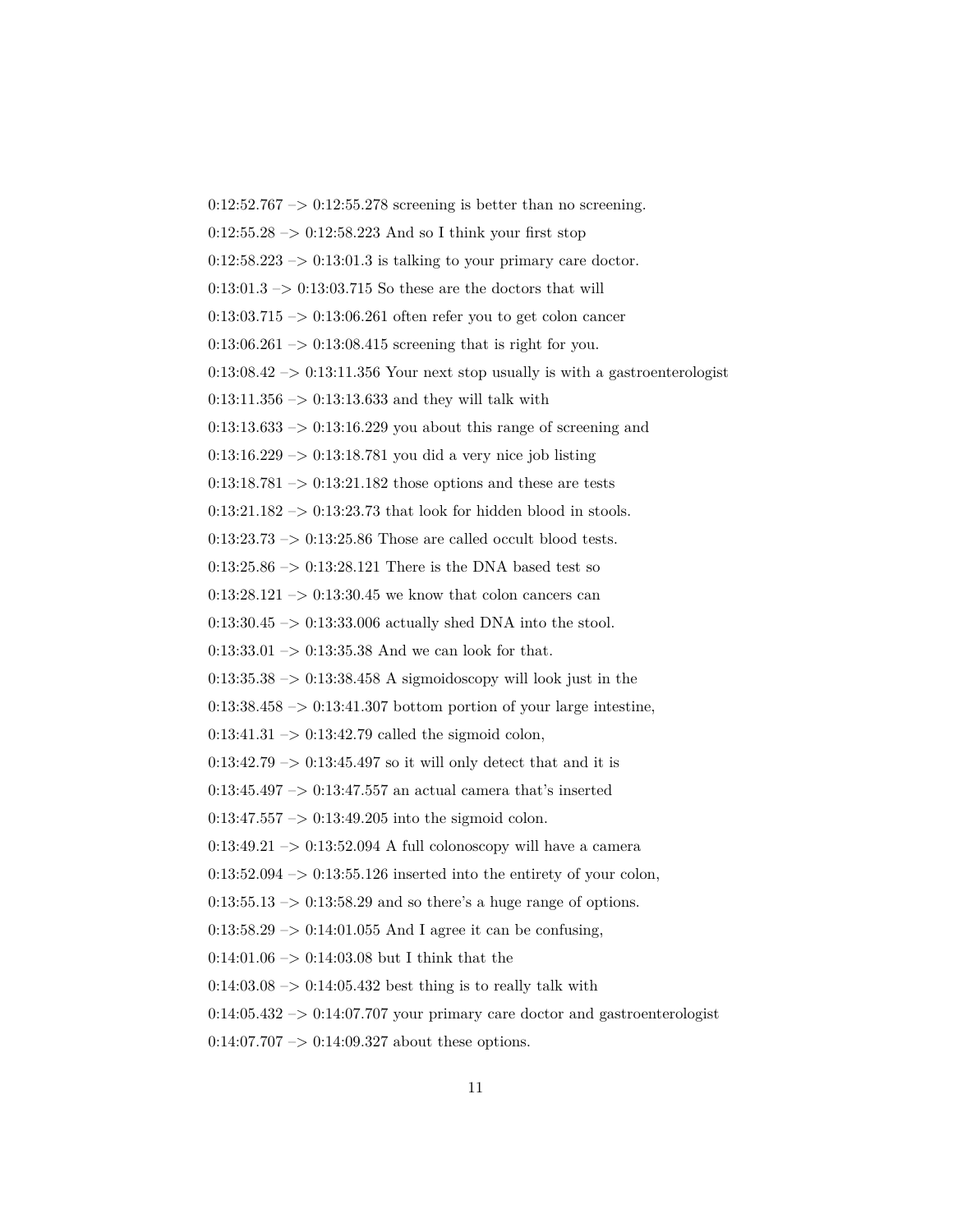0:12:52.767 –> 0:12:55.278 screening is better than no screening.

0:12:55.28 –> 0:12:58.223 And so I think your first stop

0:12:58.223 –> 0:13:01.3 is talking to your primary care doctor.

0:13:01.3 –> 0:13:03.715 So these are the doctors that will

0:13:03.715 –> 0:13:06.261 often refer you to get colon cancer

0:13:06.261 –> 0:13:08.415 screening that is right for you.

0:13:08.42 –> 0:13:11.356 Your next stop usually is with a gastroenterologist

0:13:11.356 –> 0:13:13.633 and they will talk with

0:13:13.633 –> 0:13:16.229 you about this range of screening and

0:13:16.229 –> 0:13:18.781 you did a very nice job listing

0:13:18.781 –> 0:13:21.182 those options and these are tests

0:13:21.182 –> 0:13:23.73 that look for hidden blood in stools.

0:13:23.73 –> 0:13:25.86 Those are called occult blood tests.

0:13:25.86 –> 0:13:28.121 There is the DNA based test so

0:13:28.121 –> 0:13:30.45 we know that colon cancers can

0:13:30.45 –> 0:13:33.006 actually shed DNA into the stool.

0:13:33.01 –> 0:13:35.38 And we can look for that.

0:13:35.38 –> 0:13:38.458 A sigmoidoscopy will look just in the

0:13:38.458 –> 0:13:41.307 bottom portion of your large intestine,

0:13:41.31 –> 0:13:42.79 called the sigmoid colon,

0:13:42.79 –> 0:13:45.497 so it will only detect that and it is

0:13:45.497 –> 0:13:47.557 an actual camera that's inserted

0:13:47.557 –> 0:13:49.205 into the sigmoid colon.

0:13:49.21 –> 0:13:52.094 A full colonoscopy will have a camera

0:13:52.094 –> 0:13:55.126 inserted into the entirety of your colon,

0:13:55.13 –> 0:13:58.29 and so there's a huge range of options.

0:13:58.29 –> 0:14:01.055 And I agree it can be confusing,

0:14:01.06 –> 0:14:03.08 but I think that the

0:14:03.08 –> 0:14:05.432 best thing is to really talk with

0:14:05.432 –> 0:14:07.707 your primary care doctor and gastroenterologist

0:14:07.707 –> 0:14:09.327 about these options.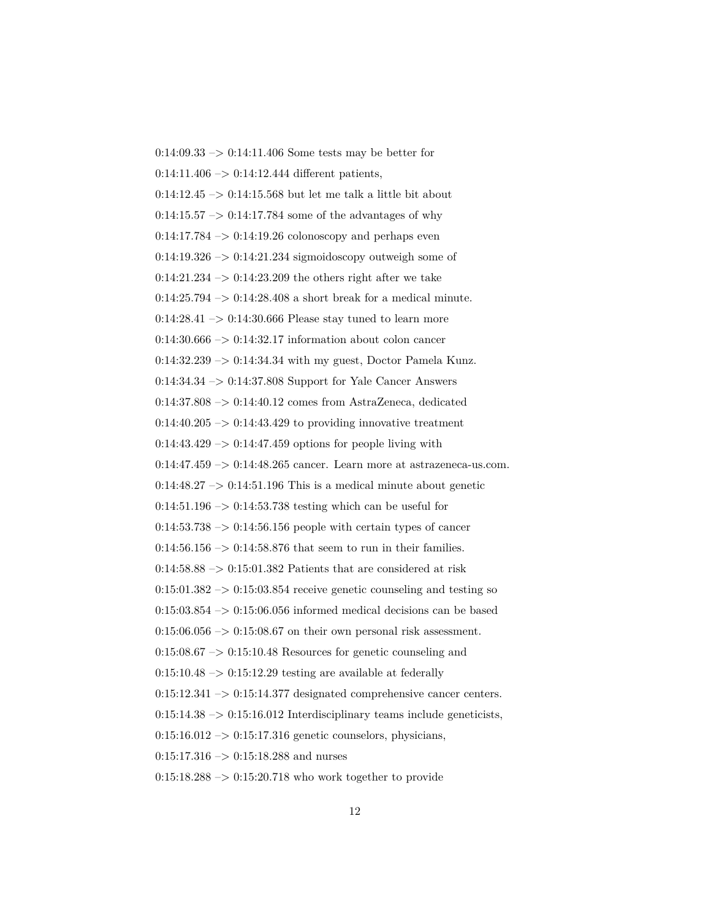0:14:09.33 –> 0:14:11.406 Some tests may be better for

0:14:11.406 –> 0:14:12.444 different patients,

0:14:12.45 –> 0:14:15.568 but let me talk a little bit about

0:14:15.57 –> 0:14:17.784 some of the advantages of why

0:14:17.784 –> 0:14:19.26 colonoscopy and perhaps even

0:14:19.326 –> 0:14:21.234 sigmoidoscopy outweigh some of

0:14:21.234 –> 0:14:23.209 the others right after we take

0:14:25.794 –> 0:14:28.408 a short break for a medical minute.

0:14:28.41 –> 0:14:30.666 Please stay tuned to learn more

0:14:30.666 –> 0:14:32.17 information about colon cancer

0:14:32.239 –> 0:14:34.34 with my guest, Doctor Pamela Kunz.

0:14:34.34 –> 0:14:37.808 Support for Yale Cancer Answers

0:14:37.808 –> 0:14:40.12 comes from AstraZeneca, dedicated

0:14:40.205 –> 0:14:43.429 to providing innovative treatment

0:14:43.429 –> 0:14:47.459 options for people living with

0:14:47.459 –> 0:14:48.265 cancer. Learn more at astrazeneca-us.com.

0:14:48.27 –> 0:14:51.196 This is a medical minute about genetic

0:14:51.196 –> 0:14:53.738 testing which can be useful for

0:14:53.738 –> 0:14:56.156 people with certain types of cancer

0:14:56.156 –> 0:14:58.876 that seem to run in their families.

0:14:58.88 –> 0:15:01.382 Patients that are considered at risk

0:15:01.382 –> 0:15:03.854 receive genetic counseling and testing so

0:15:03.854 –> 0:15:06.056 informed medical decisions can be based

0:15:06.056 –> 0:15:08.67 on their own personal risk assessment.

0:15:08.67 –> 0:15:10.48 Resources for genetic counseling and

0:15:10.48 –> 0:15:12.29 testing are available at federally

0:15:12.341 –> 0:15:14.377 designated comprehensive cancer centers.

0:15:14.38 –> 0:15:16.012 Interdisciplinary teams include geneticists,

0:15:16.012 –> 0:15:17.316 genetic counselors, physicians,

0:15:17.316 –> 0:15:18.288 and nurses

0:15:18.288 –> 0:15:20.718 who work together to provide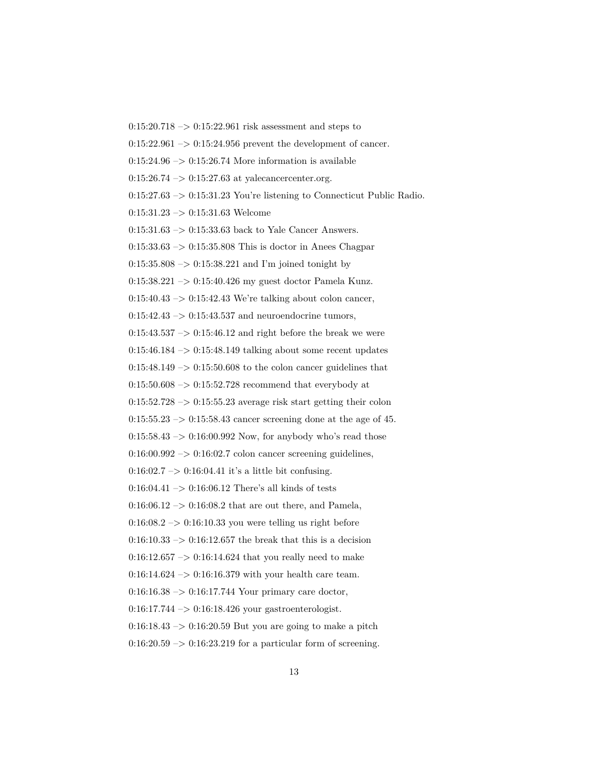0:15:20.718 –> 0:15:22.961 risk assessment and steps to

0:15:22.961 –> 0:15:24.956 prevent the development of cancer.

0:15:24.96 –> 0:15:26.74 More information is available

0:15:26.74 –> 0:15:27.63 at yalecancercenter.org.

0:15:27.63 –> 0:15:31.23 You're listening to Connecticut Public Radio.

0:15:31.23 –> 0:15:31.63 Welcome

0:15:31.63 –> 0:15:33.63 back to Yale Cancer Answers.

0:15:33.63 –> 0:15:35.808 This is doctor in Anees Chagpar

0:15:35.808 –> 0:15:38.221 and I'm joined tonight by

0:15:38.221 –> 0:15:40.426 my guest doctor Pamela Kunz.

0:15:40.43 –> 0:15:42.43 We're talking about colon cancer,

0:15:42.43 –> 0:15:43.537 and neuroendocrine tumors,

0:15:43.537 –> 0:15:46.12 and right before the break we were

0:15:46.184 –> 0:15:48.149 talking about some recent updates

0:15:48.149 –> 0:15:50.608 to the colon cancer guidelines that

0:15:50.608 –> 0:15:52.728 recommend that everybody at

0:15:52.728 –> 0:15:55.23 average risk start getting their colon

0:15:55.23 –> 0:15:58.43 cancer screening done at the age of 45.

0:15:58.43 –> 0:16:00.992 Now, for anybody who's read those

0:16:00.992 –> 0:16:02.7 colon cancer screening guidelines,

0:16:02.7 –> 0:16:04.41 it's a little bit confusing.

0:16:04.41 –> 0:16:06.12 There's all kinds of tests

0:16:06.12 –> 0:16:08.2 that are out there, and Pamela,

0:16:08.2 –> 0:16:10.33 you were telling us right before

0:16:10.33 –> 0:16:12.657 the break that this is a decision

0:16:12.657 –> 0:16:14.624 that you really need to make

0:16:14.624 –> 0:16:16.379 with your health care team.

0:16:16.38 –> 0:16:17.744 Your primary care doctor,

0:16:17.744 –> 0:16:18.426 your gastroenterologist.

0:16:18.43 –> 0:16:20.59 But you are going to make a pitch

0:16:20.59 –> 0:16:23.219 for a particular form of screening.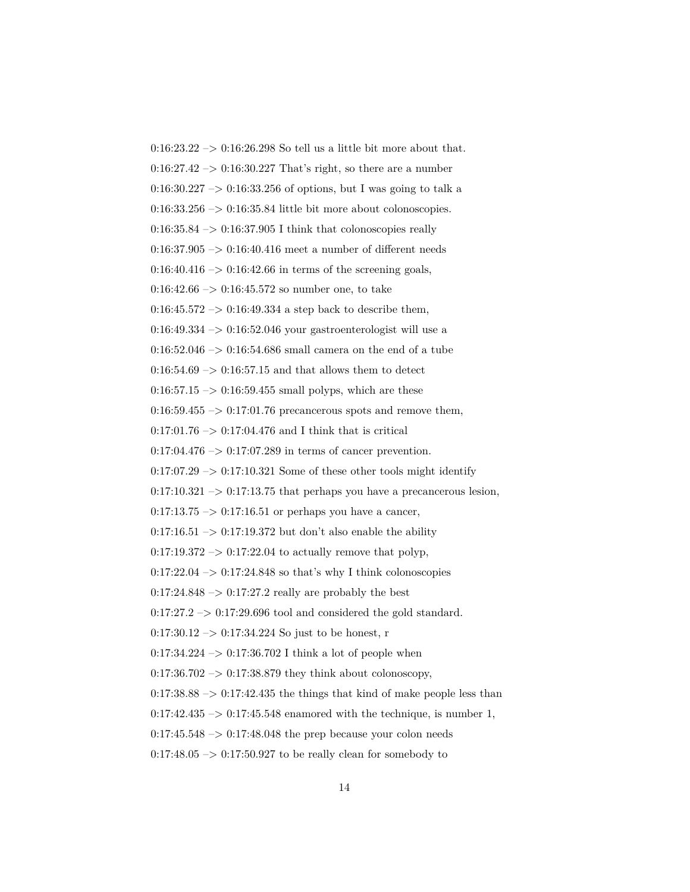0:16:23.22 –> 0:16:26.298 So tell us a little bit more about that.

0:16:27.42 –> 0:16:30.227 That's right, so there are a number

0:16:30.227 –> 0:16:33.256 of options, but I was going to talk a

0:16:33.256 –> 0:16:35.84 little bit more about colonoscopies.

0:16:35.84 –> 0:16:37.905 I think that colonoscopies really

0:16:37.905 –> 0:16:40.416 meet a number of different needs

0:16:40.416 –> 0:16:42.66 in terms of the screening goals,

0:16:42.66 –> 0:16:45.572 so number one, to take

0:16:45.572 –> 0:16:49.334 a step back to describe them,

0:16:49.334 –> 0:16:52.046 your gastroenterologist will use a

0:16:52.046 –> 0:16:54.686 small camera on the end of a tube

0:16:54.69 –> 0:16:57.15 and that allows them to detect

0:16:57.15 –> 0:16:59.455 small polyps, which are these

0:16:59.455 –> 0:17:01.76 precancerous spots and remove them,

0:17:01.76 –> 0:17:04.476 and I think that is critical

0:17:04.476 –> 0:17:07.289 in terms of cancer prevention.

0:17:07.29 –> 0:17:10.321 Some of these other tools might identify

0:17:10.321 –> 0:17:13.75 that perhaps you have a precancerous lesion,

0:17:13.75 –> 0:17:16.51 or perhaps you have a cancer,

0:17:16.51 –> 0:17:19.372 but don't also enable the ability

0:17:19.372 –> 0:17:22.04 to actually remove that polyp,

0:17:22.04 –> 0:17:24.848 so that's why I think colonoscopies

0:17:24.848 –> 0:17:27.2 really are probably the best

0:17:27.2 –> 0:17:29.696 tool and considered the gold standard.

0:17:30.12 –> 0:17:34.224 So just to be honest, r

0:17:34.224 –> 0:17:36.702 I think a lot of people when

0:17:36.702 –> 0:17:38.879 they think about colonoscopy,

0:17:38.88 –> 0:17:42.435 the things that kind of make people less than

0:17:42.435 –> 0:17:45.548 enamored with the technique, is number 1,

0:17:45.548 –> 0:17:48.048 the prep because your colon needs

0:17:48.05 –> 0:17:50.927 to be really clean for somebody to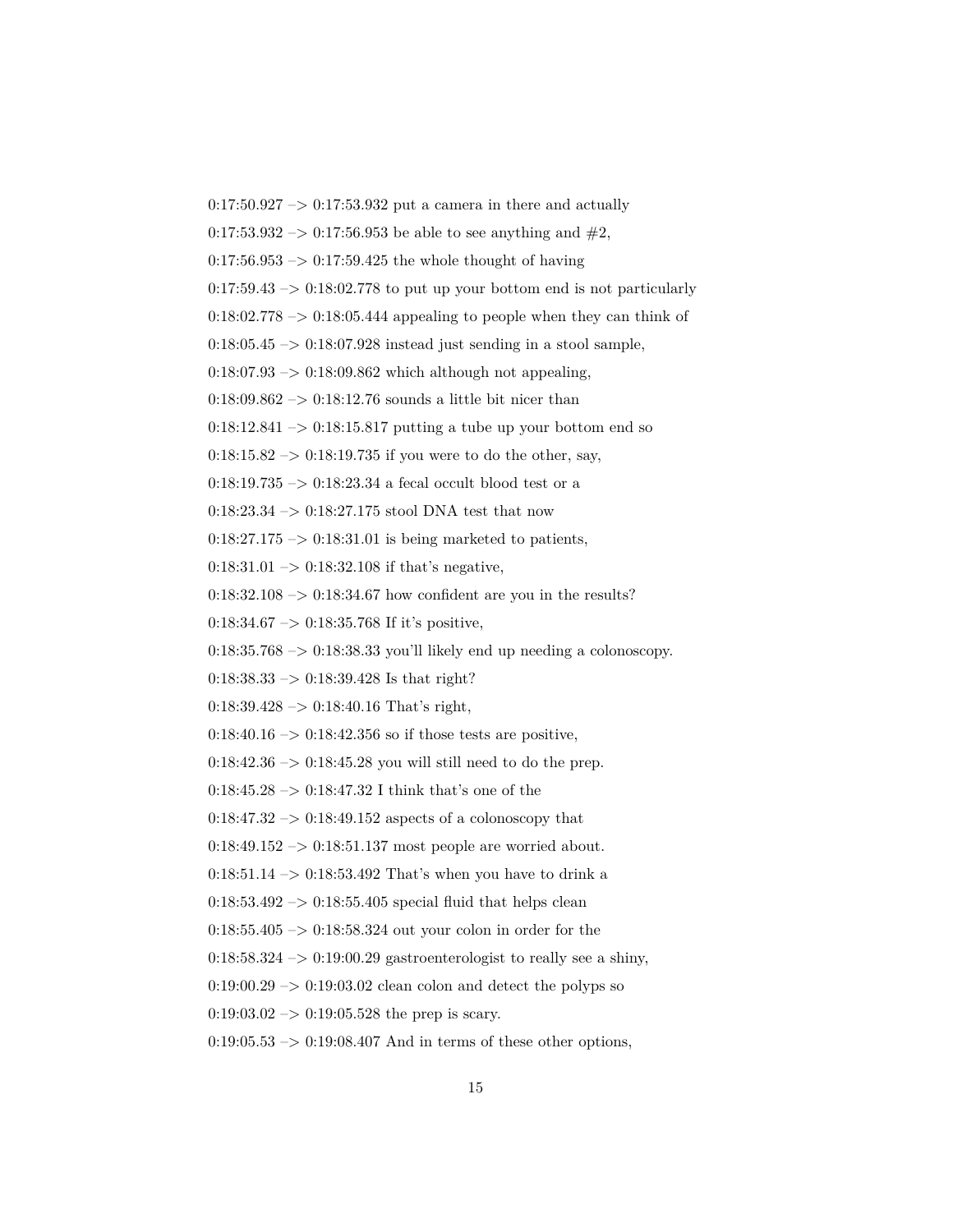0:17:50.927 –> 0:17:53.932 put a camera in there and actually

0:17:53.932 –> 0:17:56.953 be able to see anything and #2,

0:17:56.953 –> 0:17:59.425 the whole thought of having

0:17:59.43 –> 0:18:02.778 to put up your bottom end is not particularly

0:18:02.778 –> 0:18:05.444 appealing to people when they can think of

0:18:05.45 –> 0:18:07.928 instead just sending in a stool sample,

0:18:07.93 –> 0:18:09.862 which although not appealing,

0:18:09.862 –> 0:18:12.76 sounds a little bit nicer than

0:18:12.841 –> 0:18:15.817 putting a tube up your bottom end so

0:18:15.82 –> 0:18:19.735 if you were to do the other, say,

0:18:19.735 –> 0:18:23.34 a fecal occult blood test or a

0:18:23.34 –> 0:18:27.175 stool DNA test that now

0:18:27.175 –> 0:18:31.01 is being marketed to patients,

0:18:31.01 –> 0:18:32.108 if that's negative,

0:18:32.108 –> 0:18:34.67 how confident are you in the results?

0:18:34.67 –> 0:18:35.768 If it's positive,

0:18:35.768 –> 0:18:38.33 you'll likely end up needing a colonoscopy.

0:18:38.33 –> 0:18:39.428 Is that right?

0:18:39.428 –> 0:18:40.16 That's right,

0:18:40.16 –> 0:18:42.356 so if those tests are positive,

0:18:42.36 –> 0:18:45.28 you will still need to do the prep.

0:18:45.28 –> 0:18:47.32 I think that's one of the

0:18:47.32 –> 0:18:49.152 aspects of a colonoscopy that

0:18:49.152 –> 0:18:51.137 most people are worried about.

0:18:51.14 –> 0:18:53.492 That's when you have to drink a

0:18:53.492 –> 0:18:55.405 special fluid that helps clean

0:18:55.405 –> 0:18:58.324 out your colon in order for the

0:18:58.324 –> 0:19:00.29 gastroenterologist to really see a shiny,

0:19:00.29 –> 0:19:03.02 clean colon and detect the polyps so

0:19:03.02 –> 0:19:05.528 the prep is scary.

0:19:05.53 –> 0:19:08.407 And in terms of these other options,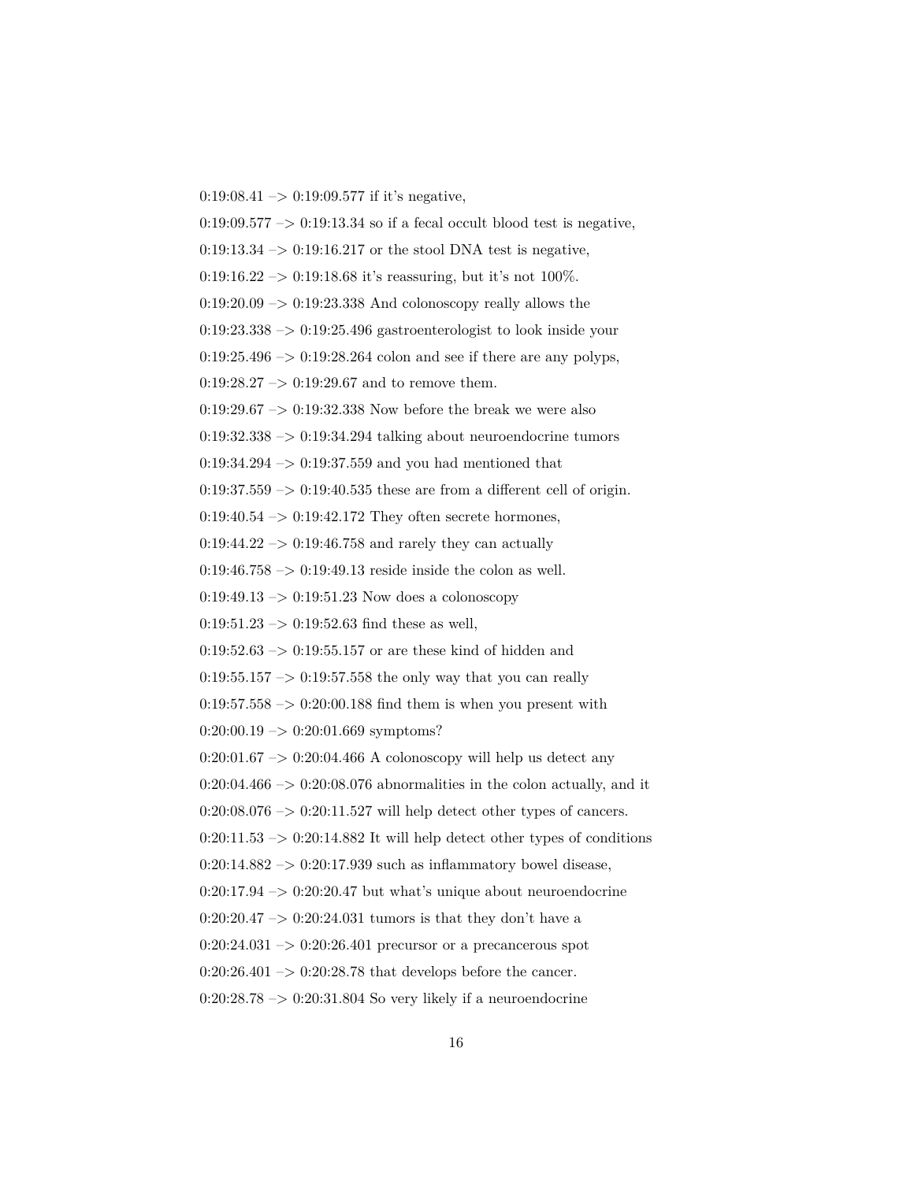0:19:08.41 –> 0:19:09.577 if it's negative,

0:19:09.577 –> 0:19:13.34 so if a fecal occult blood test is negative,

0:19:13.34 –> 0:19:16.217 or the stool DNA test is negative,

0:19:16.22 –> 0:19:18.68 it's reassuring, but it's not 100%.

0:19:20.09 –> 0:19:23.338 And colonoscopy really allows the

0:19:23.338 –> 0:19:25.496 gastroenterologist to look inside your

0:19:25.496 –> 0:19:28.264 colon and see if there are any polyps,

0:19:28.27 –> 0:19:29.67 and to remove them.

0:19:29.67 –> 0:19:32.338 Now before the break we were also

0:19:32.338 –> 0:19:34.294 talking about neuroendocrine tumors

0:19:34.294 –> 0:19:37.559 and you had mentioned that

0:19:37.559 –> 0:19:40.535 these are from a different cell of origin.

0:19:40.54 –> 0:19:42.172 They often secrete hormones,

0:19:44.22 –> 0:19:46.758 and rarely they can actually

0:19:46.758 –> 0:19:49.13 reside inside the colon as well.

0:19:49.13 –> 0:19:51.23 Now does a colonoscopy

0:19:51.23 –> 0:19:52.63 find these as well,

0:19:52.63 –> 0:19:55.157 or are these kind of hidden and

0:19:55.157 –> 0:19:57.558 the only way that you can really

0:19:57.558 –> 0:20:00.188 find them is when you present with

0:20:00.19 –> 0:20:01.669 symptoms?

0:20:01.67 –> 0:20:04.466 A colonoscopy will help us detect any

0:20:04.466 –> 0:20:08.076 abnormalities in the colon actually, and it

0:20:08.076 –> 0:20:11.527 will help detect other types of cancers.

0:20:11.53 –> 0:20:14.882 It will help detect other types of conditions

0:20:14.882 –> 0:20:17.939 such as inflammatory bowel disease,

0:20:17.94 –> 0:20:20.47 but what's unique about neuroendocrine

0:20:20.47 –> 0:20:24.031 tumors is that they don't have a

0:20:24.031 –> 0:20:26.401 precursor or a precancerous spot

0:20:26.401 –> 0:20:28.78 that develops before the cancer.

0:20:28.78 –> 0:20:31.804 So very likely if a neuroendocrine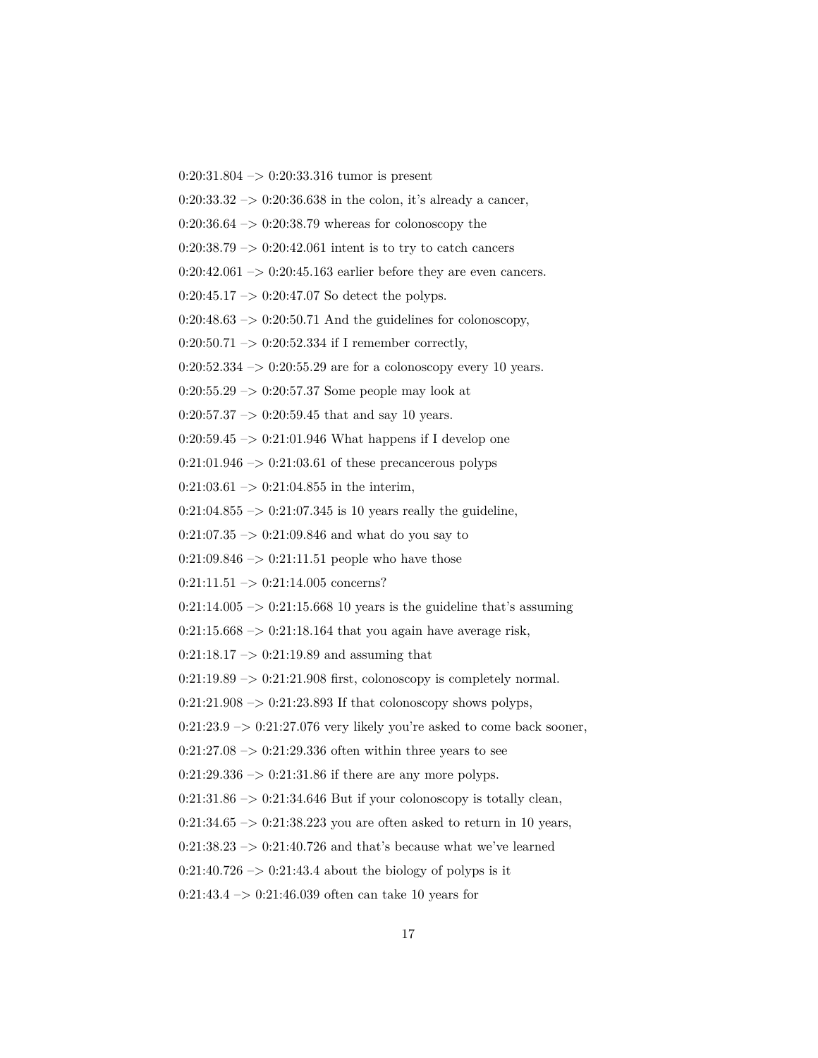0:20:31.804 –> 0:20:33.316 tumor is present

0:20:33.32 –> 0:20:36.638 in the colon, it's already a cancer,

0:20:36.64 –> 0:20:38.79 whereas for colonoscopy the

0:20:38.79 –> 0:20:42.061 intent is to try to catch cancers

0:20:42.061 –> 0:20:45.163 earlier before they are even cancers.

0:20:45.17 –> 0:20:47.07 So detect the polyps.

0:20:48.63 –> 0:20:50.71 And the guidelines for colonoscopy,

0:20:50.71 –> 0:20:52.334 if I remember correctly,

0:20:52.334 –> 0:20:55.29 are for a colonoscopy every 10 years.

0:20:55.29 –> 0:20:57.37 Some people may look at

0:20:57.37 –> 0:20:59.45 that and say 10 years.

0:20:59.45 –> 0:21:01.946 What happens if I develop one

0:21:01.946 –> 0:21:03.61 of these precancerous polyps

0:21:03.61 –> 0:21:04.855 in the interim,

0:21:04.855 –> 0:21:07.345 is 10 years really the guideline,

0:21:07.35 –> 0:21:09.846 and what do you say to

0:21:09.846 –> 0:21:11.51 people who have those

0:21:11.51 –> 0:21:14.005 concerns?

0:21:14.005 –> 0:21:15.668 10 years is the guideline that's assuming

0:21:15.668 –> 0:21:18.164 that you again have average risk,

0:21:18.17 –> 0:21:19.89 and assuming that

0:21:19.89 –> 0:21:21.908 first, colonoscopy is completely normal.

0:21:21.908 –> 0:21:23.893 If that colonoscopy shows polyps,

0:21:23.9 –> 0:21:27.076 very likely you're asked to come back sooner,

0:21:27.08 –> 0:21:29.336 often within three years to see

0:21:29.336 –> 0:21:31.86 if there are any more polyps.

0:21:31.86 –> 0:21:34.646 But if your colonoscopy is totally clean,

0:21:34.65 –> 0:21:38.223 you are often asked to return in 10 years,

0:21:38.23 –> 0:21:40.726 and that's because what we've learned

0:21:40.726 –> 0:21:43.4 about the biology of polyps is it

0:21:43.4 –> 0:21:46.039 often can take 10 years for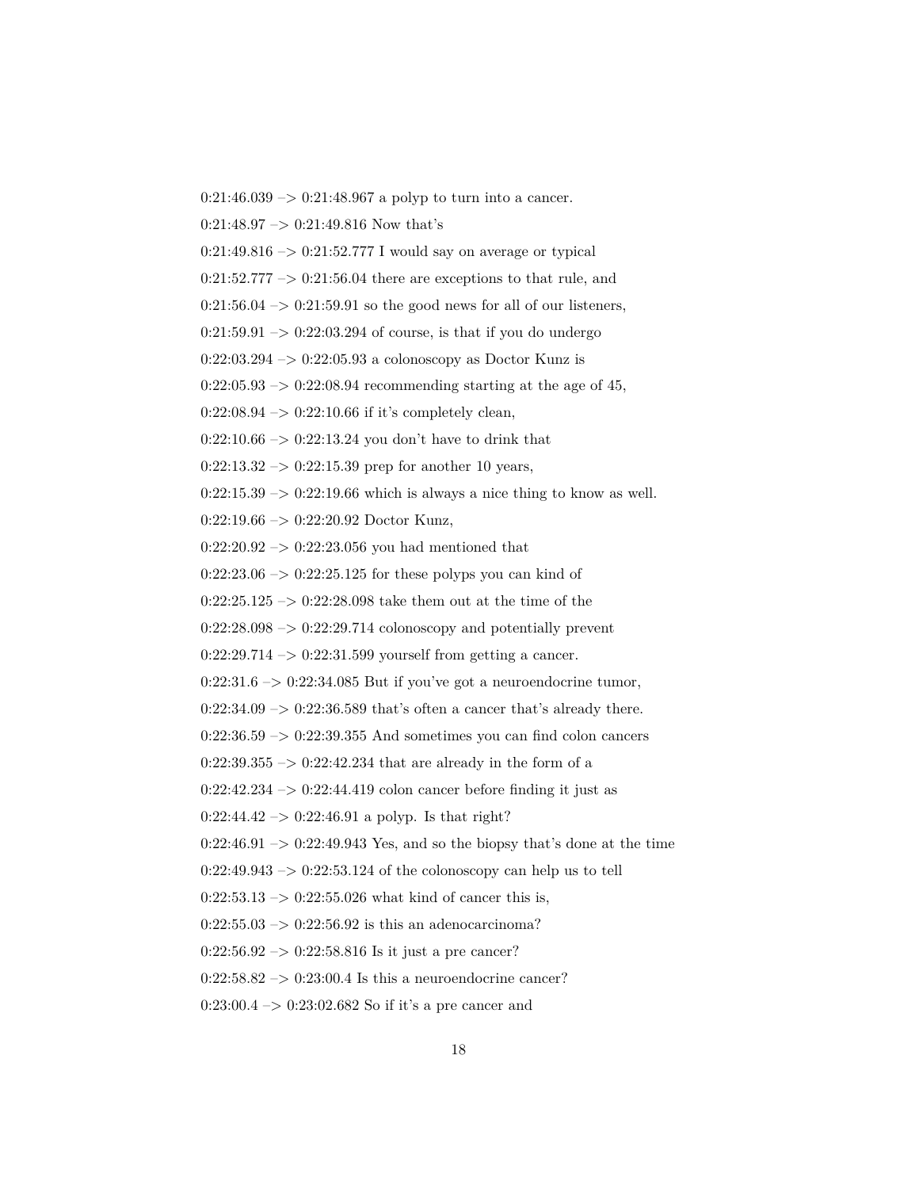0:21:46.039 –> 0:21:48.967 a polyp to turn into a cancer.

0:21:48.97 –> 0:21:49.816 Now that's

0:21:49.816 –> 0:21:52.777 I would say on average or typical

0:21:52.777 –> 0:21:56.04 there are exceptions to that rule, and

0:21:56.04 –> 0:21:59.91 so the good news for all of our listeners,

0:21:59.91 –> 0:22:03.294 of course, is that if you do undergo

0:22:03.294 –> 0:22:05.93 a colonoscopy as Doctor Kunz is

0:22:05.93 –> 0:22:08.94 recommending starting at the age of 45,

0:22:08.94 –> 0:22:10.66 if it's completely clean,

0:22:10.66 –> 0:22:13.24 you don't have to drink that

0:22:13.32 –> 0:22:15.39 prep for another 10 years,

0:22:15.39 –> 0:22:19.66 which is always a nice thing to know as well.

0:22:19.66 –> 0:22:20.92 Doctor Kunz,

0:22:20.92 –> 0:22:23.056 you had mentioned that

0:22:23.06 –> 0:22:25.125 for these polyps you can kind of

0:22:25.125 –> 0:22:28.098 take them out at the time of the

0:22:28.098 –> 0:22:29.714 colonoscopy and potentially prevent

0:22:29.714 –> 0:22:31.599 yourself from getting a cancer.

0:22:31.6 –> 0:22:34.085 But if you've got a neuroendocrine tumor,

0:22:34.09 –> 0:22:36.589 that's often a cancer that's already there.

0:22:36.59 –> 0:22:39.355 And sometimes you can find colon cancers

0:22:39.355 –> 0:22:42.234 that are already in the form of a

0:22:42.234 –> 0:22:44.419 colon cancer before finding it just as

0:22:44.42 –> 0:22:46.91 a polyp. Is that right?

0:22:46.91 –> 0:22:49.943 Yes, and so the biopsy that's done at the time

0:22:49.943 –> 0:22:53.124 of the colonoscopy can help us to tell

0:22:53.13 –> 0:22:55.026 what kind of cancer this is,

0:22:55.03 –> 0:22:56.92 is this an adenocarcinoma?

0:22:56.92 –> 0:22:58.816 Is it just a pre cancer?

0:22:58.82 –> 0:23:00.4 Is this a neuroendocrine cancer?

0:23:00.4 –> 0:23:02.682 So if it's a pre cancer and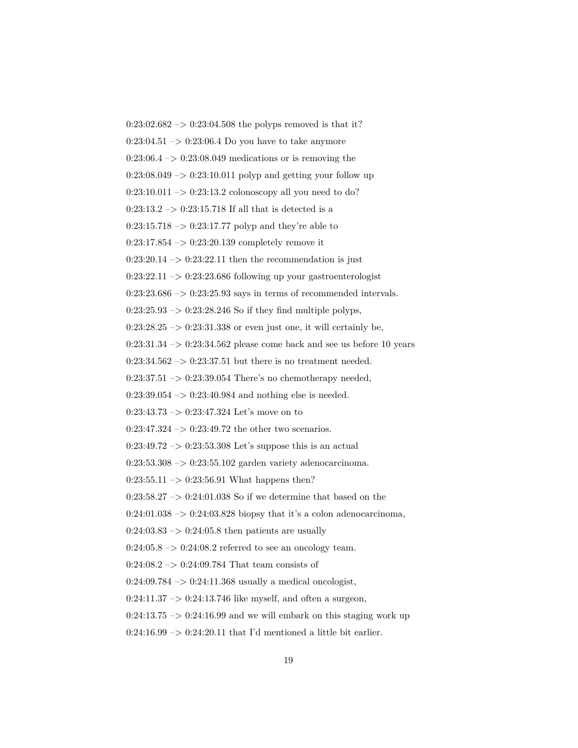0:23:02.682 –> 0:23:04.508 the polyps removed is that it?

0:23:04.51 –> 0:23:06.4 Do you have to take anymore

0:23:06.4 –> 0:23:08.049 medications or is removing the

0:23:08.049 –> 0:23:10.011 polyp and getting your follow up

0:23:10.011 –> 0:23:13.2 colonoscopy all you need to do?

0:23:13.2 –> 0:23:15.718 If all that is detected is a

0:23:15.718 –> 0:23:17.77 polyp and they're able to

0:23:17.854 –> 0:23:20.139 completely remove it

0:23:20.14 –> 0:23:22.11 then the recommendation is just

0:23:22.11 –> 0:23:23.686 following up your gastroenterologist

0:23:23.686 –> 0:23:25.93 says in terms of recommended intervals.

0:23:25.93 –> 0:23:28.246 So if they find multiple polyps,

0:23:28.25 –> 0:23:31.338 or even just one, it will certainly be,

0:23:31.34 –> 0:23:34.562 please come back and see us before 10 years

0:23:34.562 –> 0:23:37.51 but there is no treatment needed.

0:23:37.51 –> 0:23:39.054 There's no chemotherapy needed,

0:23:39.054 –> 0:23:40.984 and nothing else is needed.

0:23:43.73 –> 0:23:47.324 Let's move on to

0:23:47.324 –> 0:23:49.72 the other two scenarios.

0:23:49.72 –> 0:23:53.308 Let's suppose this is an actual

0:23:53.308 –> 0:23:55.102 garden variety adenocarcinoma.

0:23:55.11 –> 0:23:56.91 What happens then?

0:23:58.27 –> 0:24:01.038 So if we determine that based on the

0:24:01.038 –> 0:24:03.828 biopsy that it's a colon adenocarcinoma,

0:24:03.83 –> 0:24:05.8 then patients are usually

0:24:05.8 –> 0:24:08.2 referred to see an oncology team.

0:24:08.2 –> 0:24:09.784 That team consists of

0:24:09.784 –> 0:24:11.368 usually a medical oncologist,

0:24:11.37 –> 0:24:13.746 like myself, and often a surgeon,

0:24:13.75 –> 0:24:16.99 and we will embark on this staging work up

0:24:16.99 –> 0:24:20.11 that I'd mentioned a little bit earlier.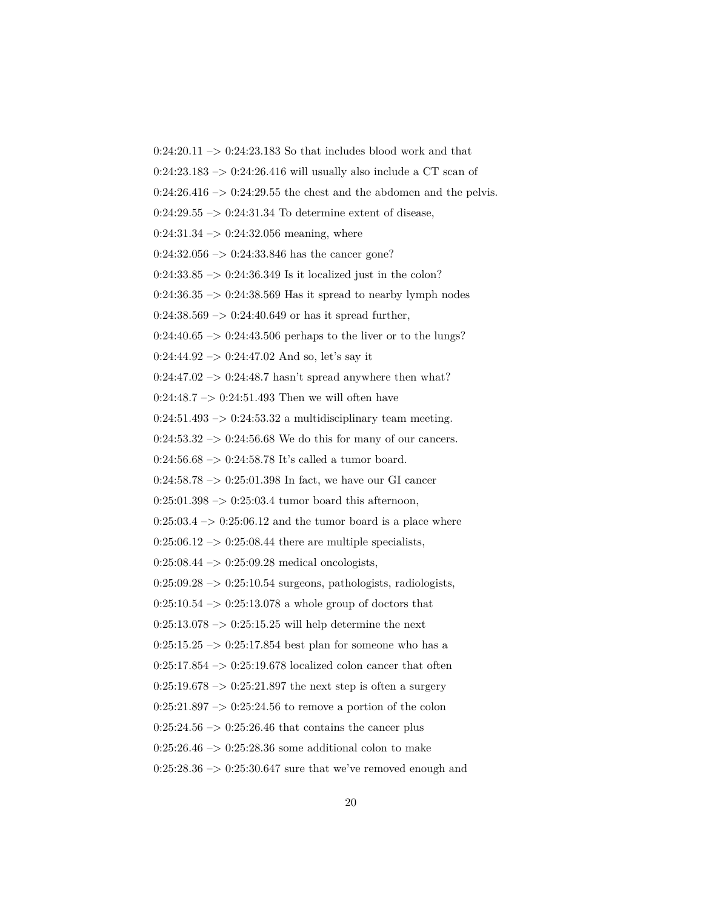0:24:20.11 –> 0:24:23.183 So that includes blood work and that

0:24:23.183 –> 0:24:26.416 will usually also include a CT scan of

0:24:26.416 –> 0:24:29.55 the chest and the abdomen and the pelvis.

0:24:29.55 –> 0:24:31.34 To determine extent of disease,

0:24:31.34 –> 0:24:32.056 meaning, where

0:24:32.056 –> 0:24:33.846 has the cancer gone?

0:24:33.85 –> 0:24:36.349 Is it localized just in the colon?

0:24:36.35 –> 0:24:38.569 Has it spread to nearby lymph nodes

0:24:38.569 –> 0:24:40.649 or has it spread further,

0:24:40.65 –> 0:24:43.506 perhaps to the liver or to the lungs?

0:24:44.92 –> 0:24:47.02 And so, let's say it

0:24:47.02 –> 0:24:48.7 hasn't spread anywhere then what?

0:24:48.7 –> 0:24:51.493 Then we will often have

0:24:51.493 –> 0:24:53.32 a multidisciplinary team meeting.

0:24:53.32 –> 0:24:56.68 We do this for many of our cancers.

0:24:56.68 –> 0:24:58.78 It's called a tumor board.

0:24:58.78 –> 0:25:01.398 In fact, we have our GI cancer

0:25:01.398 –> 0:25:03.4 tumor board this afternoon,

0:25:03.4 –> 0:25:06.12 and the tumor board is a place where

0:25:06.12 –> 0:25:08.44 there are multiple specialists,

0:25:08.44 –> 0:25:09.28 medical oncologists,

0:25:09.28 –> 0:25:10.54 surgeons, pathologists, radiologists,

0:25:10.54 –> 0:25:13.078 a whole group of doctors that

0:25:13.078 –> 0:25:15.25 will help determine the next

0:25:15.25 –> 0:25:17.854 best plan for someone who has a

0:25:17.854 –> 0:25:19.678 localized colon cancer that often

0:25:19.678 –> 0:25:21.897 the next step is often a surgery

0:25:21.897 –> 0:25:24.56 to remove a portion of the colon

0:25:24.56 –> 0:25:26.46 that contains the cancer plus

0:25:26.46 –> 0:25:28.36 some additional colon to make

0:25:28.36 –> 0:25:30.647 sure that we've removed enough and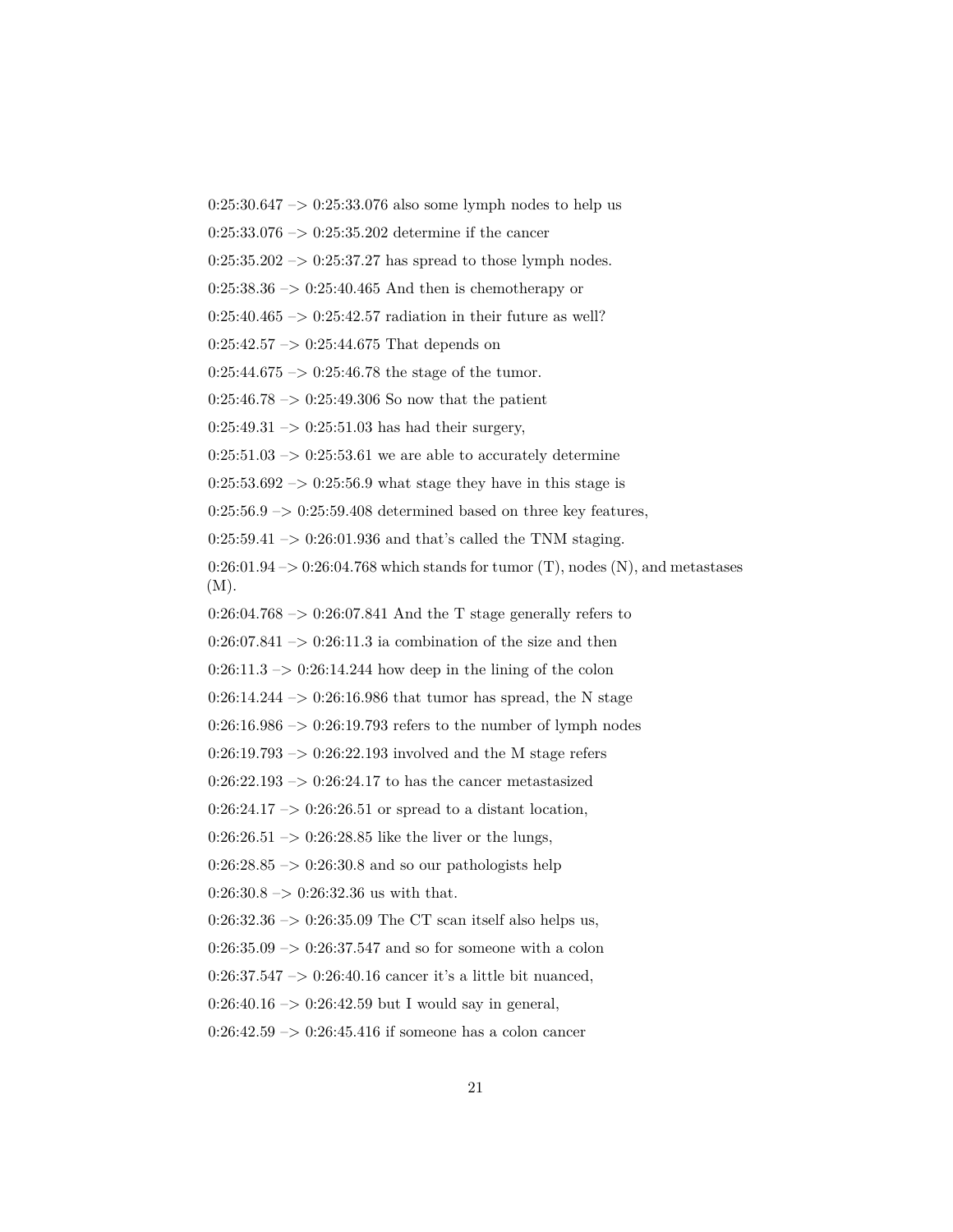0:25:30.647 –> 0:25:33.076 also some lymph nodes to help us

0:25:33.076 –> 0:25:35.202 determine if the cancer

0:25:35.202 –> 0:25:37.27 has spread to those lymph nodes.

0:25:38.36 –> 0:25:40.465 And then is chemotherapy or

0:25:40.465 –> 0:25:42.57 radiation in their future as well?

0:25:42.57 –> 0:25:44.675 That depends on

0:25:44.675 –> 0:25:46.78 the stage of the tumor.

0:25:46.78 –> 0:25:49.306 So now that the patient

0:25:49.31 –> 0:25:51.03 has had their surgery,

0:25:51.03 –> 0:25:53.61 we are able to accurately determine

0:25:53.692 –> 0:25:56.9 what stage they have in this stage is

0:25:56.9 –> 0:25:59.408 determined based on three key features,

0:25:59.41 –> 0:26:01.936 and that's called the TNM staging.

0:26:01.94 –> 0:26:04.768 which stands for tumor (T), nodes (N), and metastases (M).

0:26:04.768 –> 0:26:07.841 And the T stage generally refers to

0:26:07.841 –> 0:26:11.3 ia combination of the size and then

0:26:11.3 –> 0:26:14.244 how deep in the lining of the colon

0:26:14.244 –> 0:26:16.986 that tumor has spread, the N stage

0:26:16.986 –> 0:26:19.793 refers to the number of lymph nodes

0:26:19.793 –> 0:26:22.193 involved and the M stage refers

0:26:22.193 –> 0:26:24.17 to has the cancer metastasized

0:26:24.17 –> 0:26:26.51 or spread to a distant location,

0:26:26.51 –> 0:26:28.85 like the liver or the lungs,

0:26:28.85 –> 0:26:30.8 and so our pathologists help

0:26:30.8 –> 0:26:32.36 us with that.

0:26:32.36 –> 0:26:35.09 The CT scan itself also helps us,

0:26:35.09 –> 0:26:37.547 and so for someone with a colon

0:26:37.547 –> 0:26:40.16 cancer it's a little bit nuanced,

0:26:40.16 –> 0:26:42.59 but I would say in general,

0:26:42.59 –> 0:26:45.416 if someone has a colon cancer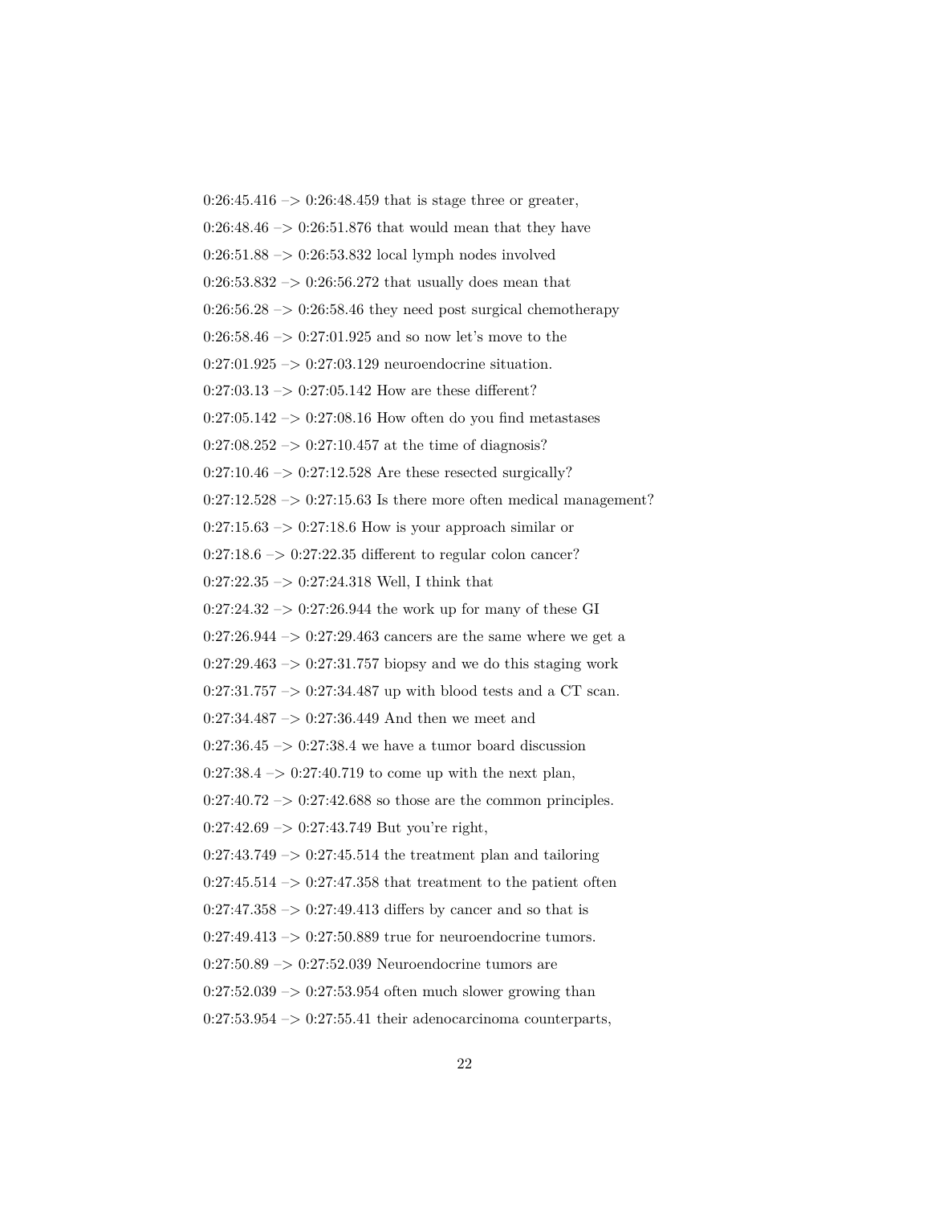0:26:45.416 –> 0:26:48.459 that is stage three or greater,

0:26:48.46 –> 0:26:51.876 that would mean that they have

0:26:51.88 –> 0:26:53.832 local lymph nodes involved

0:26:53.832 –> 0:26:56.272 that usually does mean that

0:26:56.28 –> 0:26:58.46 they need post surgical chemotherapy

0:26:58.46 –> 0:27:01.925 and so now let's move to the

0:27:01.925 –> 0:27:03.129 neuroendocrine situation.

0:27:03.13 –> 0:27:05.142 How are these different?

0:27:05.142 –> 0:27:08.16 How often do you find metastases

0:27:08.252 –> 0:27:10.457 at the time of diagnosis?

0:27:10.46 –> 0:27:12.528 Are these resected surgically?

0:27:12.528 –> 0:27:15.63 Is there more often medical management?

0:27:15.63 –> 0:27:18.6 How is your approach similar or

0:27:18.6 –> 0:27:22.35 different to regular colon cancer?

0:27:22.35 –> 0:27:24.318 Well, I think that

0:27:24.32 –> 0:27:26.944 the work up for many of these GI

0:27:26.944 –> 0:27:29.463 cancers are the same where we get a

0:27:29.463 –> 0:27:31.757 biopsy and we do this staging work

0:27:31.757 –> 0:27:34.487 up with blood tests and a CT scan.

0:27:34.487 –> 0:27:36.449 And then we meet and

0:27:36.45 –> 0:27:38.4 we have a tumor board discussion

0:27:38.4 –> 0:27:40.719 to come up with the next plan,

0:27:40.72 –> 0:27:42.688 so those are the common principles.

0:27:42.69 –> 0:27:43.749 But you're right,

0:27:43.749 –> 0:27:45.514 the treatment plan and tailoring

0:27:45.514 –> 0:27:47.358 that treatment to the patient often

0:27:47.358 –> 0:27:49.413 differs by cancer and so that is

0:27:49.413 –> 0:27:50.889 true for neuroendocrine tumors.

0:27:50.89 –> 0:27:52.039 Neuroendocrine tumors are

0:27:52.039 –> 0:27:53.954 often much slower growing than

0:27:53.954 –> 0:27:55.41 their adenocarcinoma counterparts,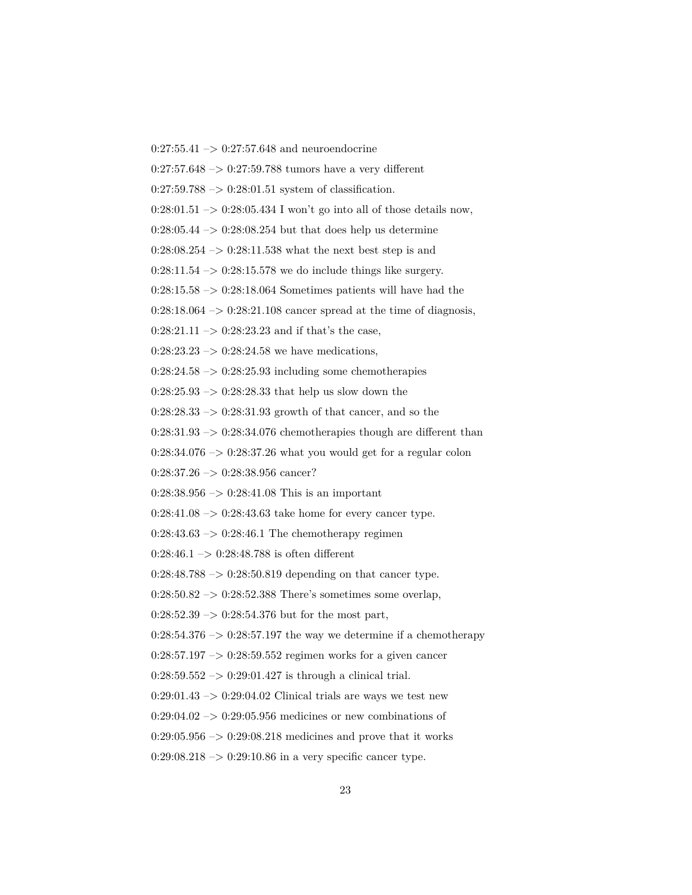0:27:55.41 –> 0:27:57.648 and neuroendocrine

0:27:57.648 –> 0:27:59.788 tumors have a very different

0:27:59.788 –> 0:28:01.51 system of classification.

0:28:01.51 –> 0:28:05.434 I won't go into all of those details now,

0:28:05.44 –> 0:28:08.254 but that does help us determine

0:28:08.254 –> 0:28:11.538 what the next best step is and

0:28:11.54 –> 0:28:15.578 we do include things like surgery.

0:28:15.58 –> 0:28:18.064 Sometimes patients will have had the

0:28:18.064 –> 0:28:21.108 cancer spread at the time of diagnosis,

0:28:21.11 –> 0:28:23.23 and if that's the case,

0:28:23.23 –> 0:28:24.58 we have medications,

0:28:24.58 –> 0:28:25.93 including some chemotherapies

0:28:25.93 –> 0:28:28.33 that help us slow down the

0:28:28.33 –> 0:28:31.93 growth of that cancer, and so the

0:28:31.93 –> 0:28:34.076 chemotherapies though are different than

0:28:34.076 –> 0:28:37.26 what you would get for a regular colon

0:28:37.26 –> 0:28:38.956 cancer?

0:28:38.956 –> 0:28:41.08 This is an important

0:28:41.08 –> 0:28:43.63 take home for every cancer type.

0:28:43.63 –> 0:28:46.1 The chemotherapy regimen

0:28:46.1 –> 0:28:48.788 is often different

0:28:48.788 –> 0:28:50.819 depending on that cancer type.

0:28:50.82 –> 0:28:52.388 There's sometimes some overlap,

0:28:52.39 –> 0:28:54.376 but for the most part,

0:28:54.376 –> 0:28:57.197 the way we determine if a chemotherapy

0:28:57.197 –> 0:28:59.552 regimen works for a given cancer

0:28:59.552 –> 0:29:01.427 is through a clinical trial.

0:29:01.43 –> 0:29:04.02 Clinical trials are ways we test new

0:29:04.02 –> 0:29:05.956 medicines or new combinations of

0:29:05.956 –> 0:29:08.218 medicines and prove that it works

0:29:08.218 –> 0:29:10.86 in a very specific cancer type.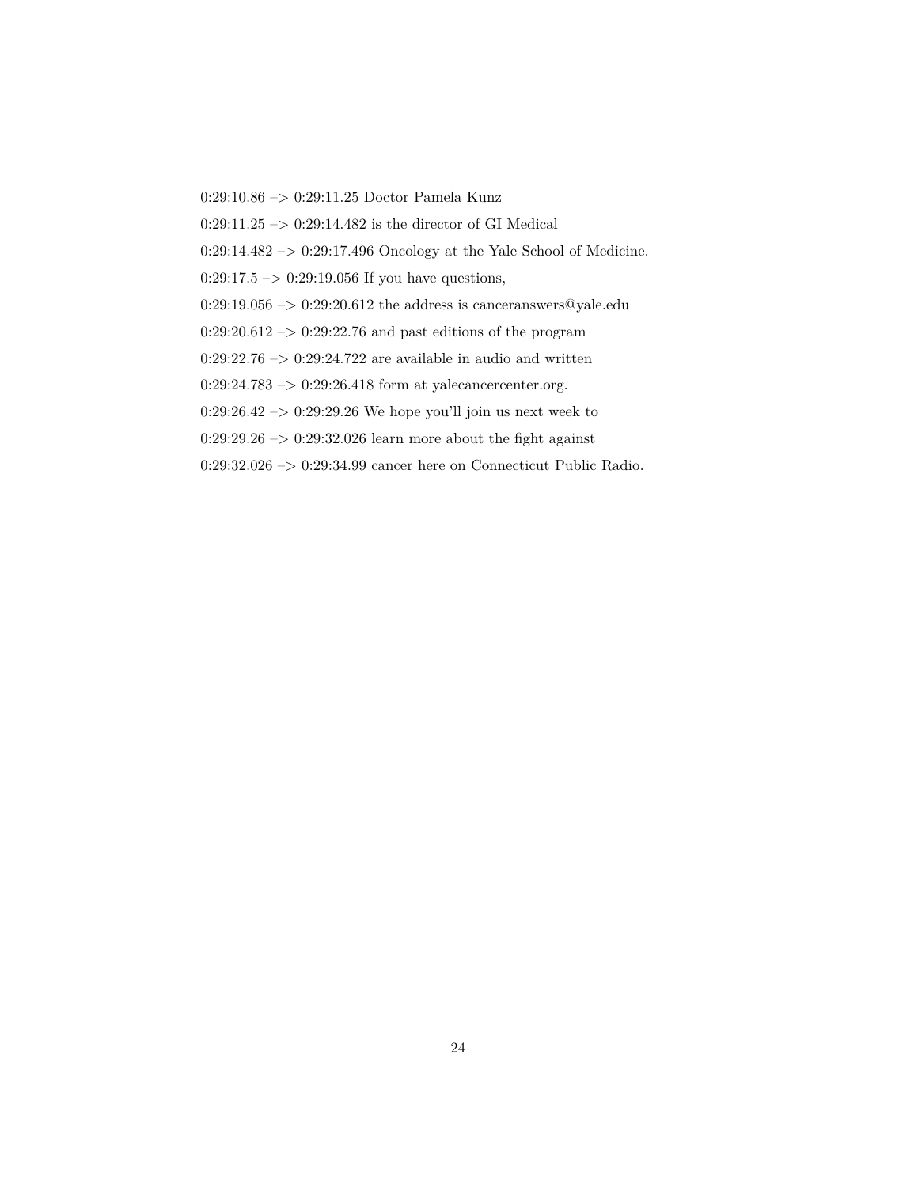0:29:10.86 –> 0:29:11.25 Doctor Pamela Kunz

0:29:11.25 –> 0:29:14.482 is the director of GI Medical

0:29:14.482 –> 0:29:17.496 Oncology at the Yale School of Medicine.

0:29:17.5 –> 0:29:19.056 If you have questions,

0:29:19.056 –> 0:29:20.612 the address is canceranswers@yale.edu

0:29:20.612 –> 0:29:22.76 and past editions of the program

0:29:22.76 –> 0:29:24.722 are available in audio and written

0:29:24.783 –> 0:29:26.418 form at yalecancercenter.org.

0:29:26.42 –> 0:29:29.26 We hope you'll join us next week to

0:29:29.26 –> 0:29:32.026 learn more about the fight against

0:29:32.026 –> 0:29:34.99 cancer here on Connecticut Public Radio.